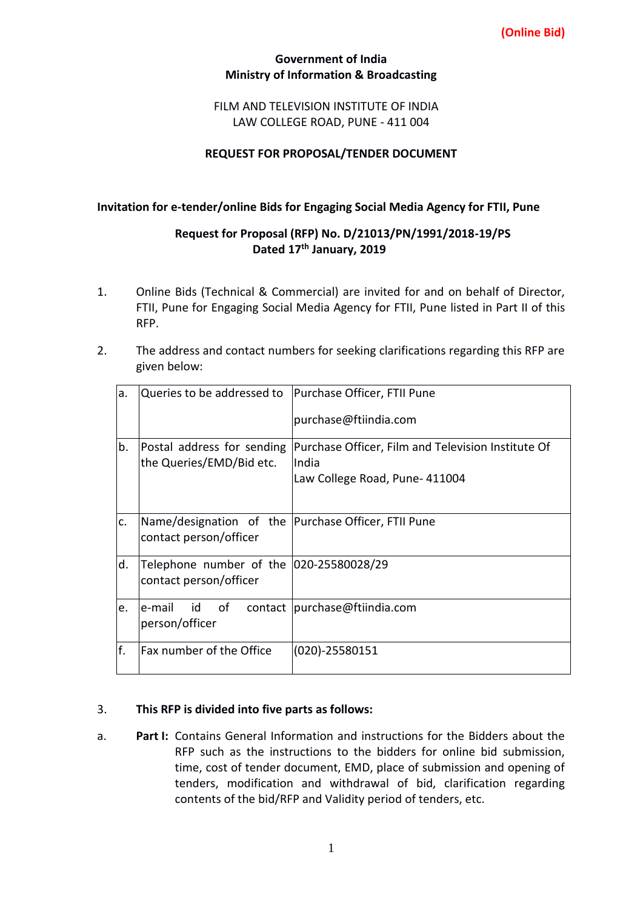**(Online Bid)**

**Government of India**
**Ministry of Information & Broadcasting**

FILM AND TELEVISION INSTITUTE OF INDIA
LAW COLLEGE ROAD, PUNE - 411 004

**REQUEST FOR PROPOSAL/TENDER DOCUMENT**

**Invitation for e-tender/online Bids for Engaging Social Media Agency for FTII, Pune**

**Request for Proposal (RFP) No. D/21013/PN/1991/2018-19/PS**
**Dated 17th January, 2019**

1. Online Bids (Technical & Commercial) are invited for and on behalf of Director, FTII, Pune for Engaging Social Media Agency for FTII, Pune listed in Part II of this RFP.

2. The address and contact numbers for seeking clarifications regarding this RFP are given below:

| | | |
|---|---|---|
| a. | Queries to be addressed to | Purchase Officer, FTII Pune<br>purchase@ftiindia.com |
| b. | Postal address for sending the Queries/EMD/Bid etc. | Purchase Officer, Film and Television Institute Of India<br>Law College Road, Pune- 411004 |
| c. | Name/designation of the contact person/officer | Purchase Officer, FTII Pune |
| d. | Telephone number of the contact person/officer | 020-25580028/29 |
| e. | e-mail id of contact person/officer | purchase@ftiindia.com |
| f. | Fax number of the Office | (020)-25580151 |

3. **This RFP is divided into five parts as follows:**

a. **Part I:** Contains General Information and instructions for the Bidders about the RFP such as the instructions to the bidders for online bid submission, time, cost of tender document, EMD, place of submission and opening of tenders, modification and withdrawal of bid, clarification regarding contents of the bid/RFP and Validity period of tenders, etc.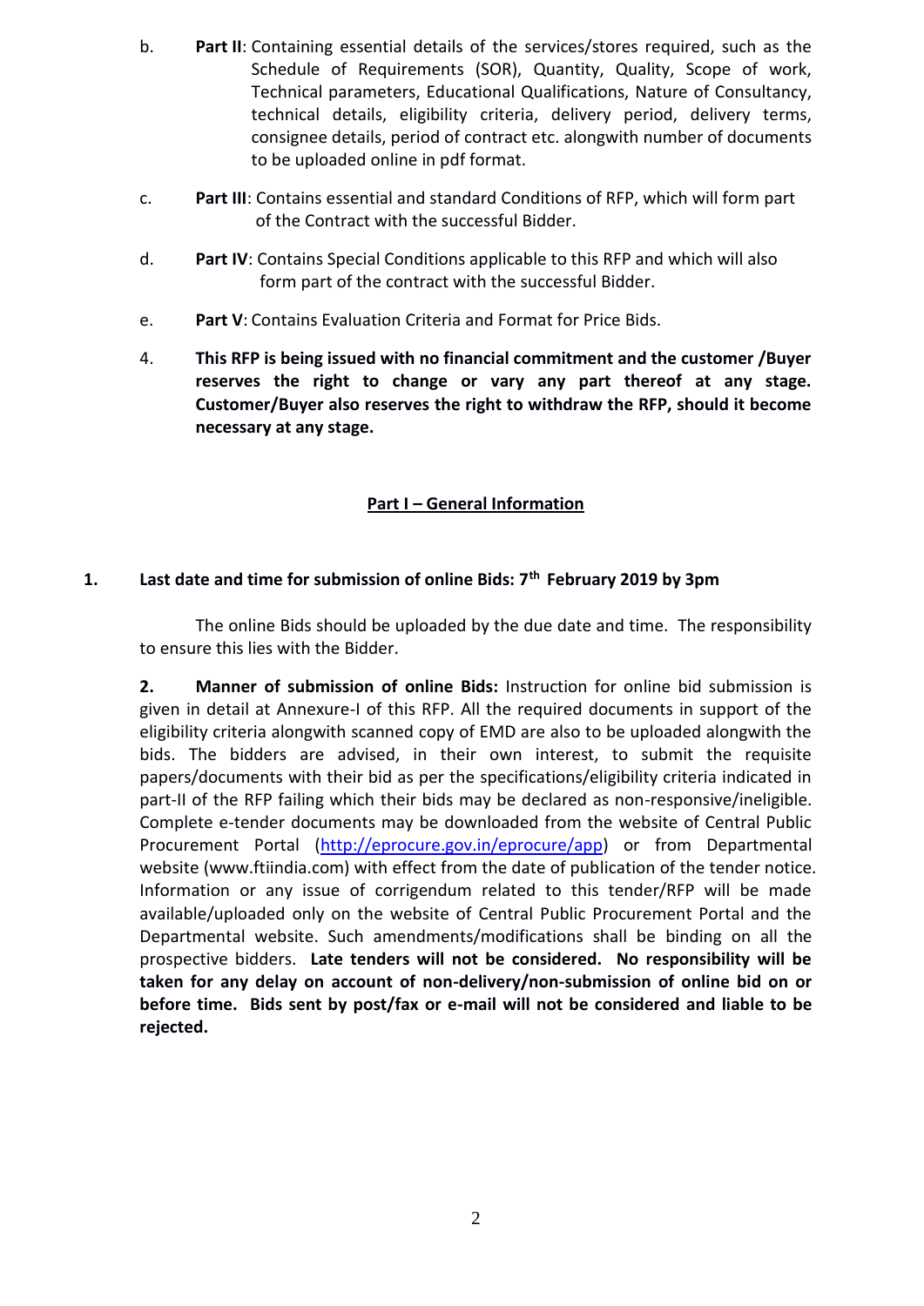b. **Part II**: Containing essential details of the services/stores required, such as the Schedule of Requirements (SOR), Quantity, Quality, Scope of work, Technical parameters, Educational Qualifications, Nature of Consultancy, technical details, eligibility criteria, delivery period, delivery terms, consignee details, period of contract etc. alongwith number of documents to be uploaded online in pdf format.

c. **Part III**: Contains essential and standard Conditions of RFP, which will form part of the Contract with the successful Bidder.

d. **Part IV**: Contains Special Conditions applicable to this RFP and which will also form part of the contract with the successful Bidder.

e. **Part V**: Contains Evaluation Criteria and Format for Price Bids.

4. **This RFP is being issued with no financial commitment and the customer /Buyer reserves the right to change or vary any part thereof at any stage. Customer/Buyer also reserves the right to withdraw the RFP, should it become necessary at any stage.**

## Part I – General Information

**1. Last date and time for submission of online Bids: 7th February 2019 by 3pm**

The online Bids should be uploaded by the due date and time. The responsibility to ensure this lies with the Bidder.

**2. Manner of submission of online Bids:** Instruction for online bid submission is given in detail at Annexure-I of this RFP. All the required documents in support of the eligibility criteria alongwith scanned copy of EMD are also to be uploaded alongwith the bids. The bidders are advised, in their own interest, to submit the requisite papers/documents with their bid as per the specifications/eligibility criteria indicated in part-II of the RFP failing which their bids may be declared as non-responsive/ineligible. Complete e-tender documents may be downloaded from the website of Central Public Procurement Portal (http://eprocure.gov.in/eprocure/app) or from Departmental website (www.ftiindia.com) with effect from the date of publication of the tender notice. Information or any issue of corrigendum related to this tender/RFP will be made available/uploaded only on the website of Central Public Procurement Portal and the Departmental website. Such amendments/modifications shall be binding on all the prospective bidders. **Late tenders will not be considered. No responsibility will be taken for any delay on account of non-delivery/non-submission of online bid on or before time. Bids sent by post/fax or e-mail will not be considered and liable to be rejected.**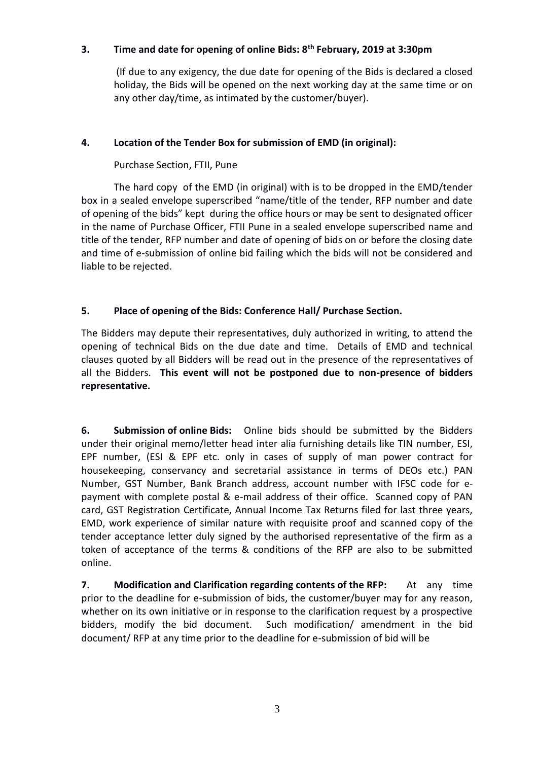**3. Time and date for opening of online Bids: 8th February, 2019 at 3:30pm**

(If due to any exigency, the due date for opening of the Bids is declared a closed holiday, the Bids will be opened on the next working day at the same time or on any other day/time, as intimated by the customer/buyer).

**4. Location of the Tender Box for submission of EMD (in original):**

Purchase Section, FTII, Pune

The hard copy of the EMD (in original) with is to be dropped in the EMD/tender box in a sealed envelope superscribed "name/title of the tender, RFP number and date of opening of the bids" kept during the office hours or may be sent to designated officer in the name of Purchase Officer, FTII Pune in a sealed envelope superscribed name and title of the tender, RFP number and date of opening of bids on or before the closing date and time of e-submission of online bid failing which the bids will not be considered and liable to be rejected.

**5. Place of opening of the Bids: Conference Hall/ Purchase Section.**

The Bidders may depute their representatives, duly authorized in writing, to attend the opening of technical Bids on the due date and time. Details of EMD and technical clauses quoted by all Bidders will be read out in the presence of the representatives of all the Bidders. **This event will not be postponed due to non-presence of bidders representative.**

**6. Submission of online Bids:** Online bids should be submitted by the Bidders under their original memo/letter head inter alia furnishing details like TIN number, ESI, EPF number, (ESI & EPF etc. only in cases of supply of man power contract for housekeeping, conservancy and secretarial assistance in terms of DEOs etc.) PAN Number, GST Number, Bank Branch address, account number with IFSC code for e-payment with complete postal & e-mail address of their office. Scanned copy of PAN card, GST Registration Certificate, Annual Income Tax Returns filed for last three years, EMD, work experience of similar nature with requisite proof and scanned copy of the tender acceptance letter duly signed by the authorised representative of the firm as a token of acceptance of the terms & conditions of the RFP are also to be submitted online.

**7. Modification and Clarification regarding contents of the RFP:** At any time prior to the deadline for e-submission of bids, the customer/buyer may for any reason, whether on its own initiative or in response to the clarification request by a prospective bidders, modify the bid document. Such modification/ amendment in the bid document/ RFP at any time prior to the deadline for e-submission of bid will be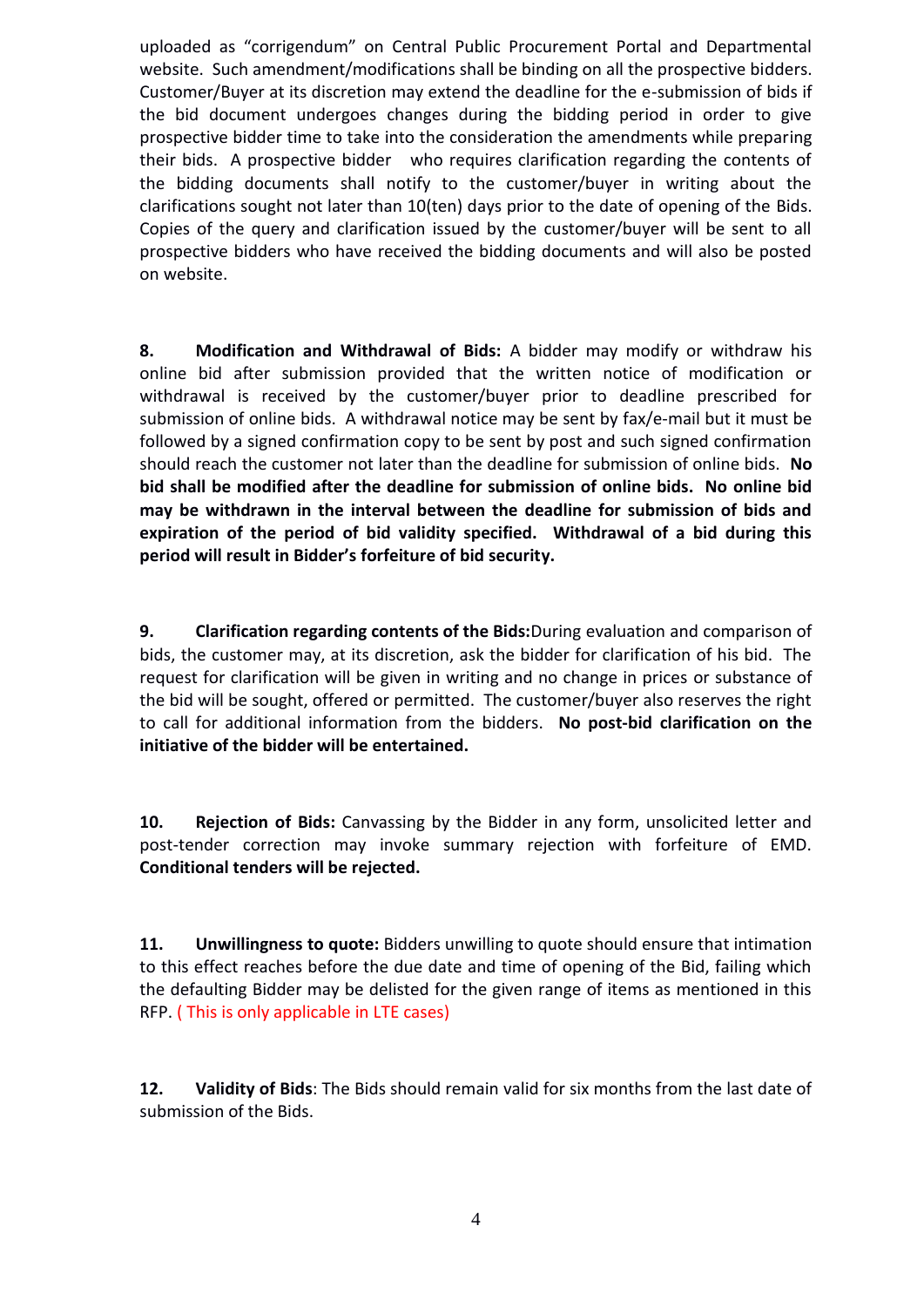uploaded as "corrigendum" on Central Public Procurement Portal and Departmental website. Such amendment/modifications shall be binding on all the prospective bidders. Customer/Buyer at its discretion may extend the deadline for the e-submission of bids if the bid document undergoes changes during the bidding period in order to give prospective bidder time to take into the consideration the amendments while preparing their bids. A prospective bidder who requires clarification regarding the contents of the bidding documents shall notify to the customer/buyer in writing about the clarifications sought not later than 10(ten) days prior to the date of opening of the Bids. Copies of the query and clarification issued by the customer/buyer will be sent to all prospective bidders who have received the bidding documents and will also be posted on website.

**8. Modification and Withdrawal of Bids:** A bidder may modify or withdraw his online bid after submission provided that the written notice of modification or withdrawal is received by the customer/buyer prior to deadline prescribed for submission of online bids. A withdrawal notice may be sent by fax/e-mail but it must be followed by a signed confirmation copy to be sent by post and such signed confirmation should reach the customer not later than the deadline for submission of online bids. **No bid shall be modified after the deadline for submission of online bids. No online bid may be withdrawn in the interval between the deadline for submission of bids and expiration of the period of bid validity specified. Withdrawal of a bid during this period will result in Bidder's forfeiture of bid security.**

**9. Clarification regarding contents of the Bids:** During evaluation and comparison of bids, the customer may, at its discretion, ask the bidder for clarification of his bid. The request for clarification will be given in writing and no change in prices or substance of the bid will be sought, offered or permitted. The customer/buyer also reserves the right to call for additional information from the bidders. **No post-bid clarification on the initiative of the bidder will be entertained.**

**10. Rejection of Bids:** Canvassing by the Bidder in any form, unsolicited letter and post-tender correction may invoke summary rejection with forfeiture of EMD. **Conditional tenders will be rejected.**

**11. Unwillingness to quote:** Bidders unwilling to quote should ensure that intimation to this effect reaches before the due date and time of opening of the Bid, failing which the defaulting Bidder may be delisted for the given range of items as mentioned in this RFP. ( This is only applicable in LTE cases)

**12. Validity of Bids**: The Bids should remain valid for six months from the last date of submission of the Bids.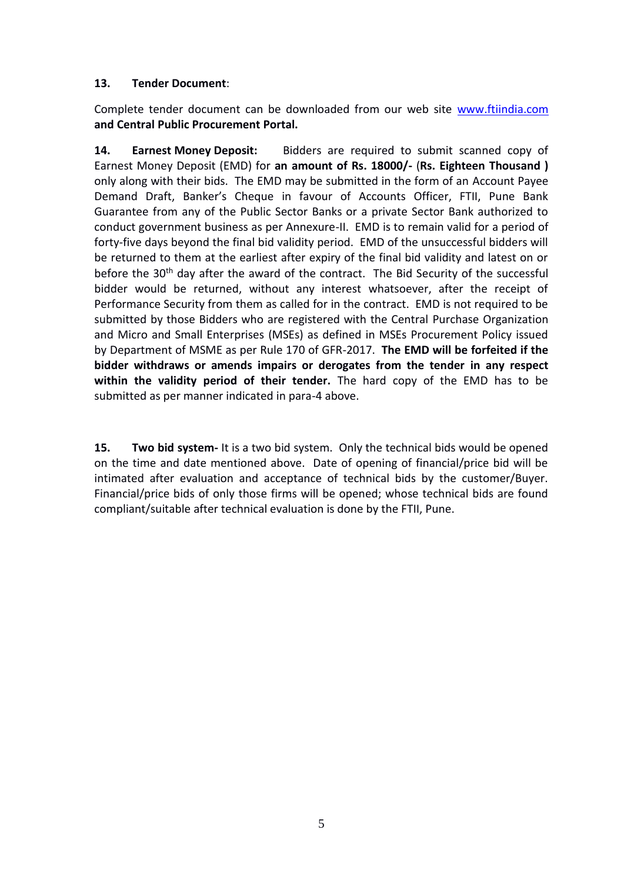**13. Tender Document**:

Complete tender document can be downloaded from our web site www.ftiindia.com **and Central Public Procurement Portal.**

**14. Earnest Money Deposit:** Bidders are required to submit scanned copy of Earnest Money Deposit (EMD) for **an amount of Rs. 18000/-** (**Rs. Eighteen Thousand )** only along with their bids. The EMD may be submitted in the form of an Account Payee Demand Draft, Banker's Cheque in favour of Accounts Officer, FTII, Pune Bank Guarantee from any of the Public Sector Banks or a private Sector Bank authorized to conduct government business as per Annexure-II. EMD is to remain valid for a period of forty-five days beyond the final bid validity period. EMD of the unsuccessful bidders will be returned to them at the earliest after expiry of the final bid validity and latest on or before the 30th day after the award of the contract. The Bid Security of the successful bidder would be returned, without any interest whatsoever, after the receipt of Performance Security from them as called for in the contract. EMD is not required to be submitted by those Bidders who are registered with the Central Purchase Organization and Micro and Small Enterprises (MSEs) as defined in MSEs Procurement Policy issued by Department of MSME as per Rule 170 of GFR-2017. **The EMD will be forfeited if the bidder withdraws or amends impairs or derogates from the tender in any respect within the validity period of their tender.** The hard copy of the EMD has to be submitted as per manner indicated in para-4 above.

**15. Two bid system-** It is a two bid system. Only the technical bids would be opened on the time and date mentioned above. Date of opening of financial/price bid will be intimated after evaluation and acceptance of technical bids by the customer/Buyer. Financial/price bids of only those firms will be opened; whose technical bids are found compliant/suitable after technical evaluation is done by the FTII, Pune.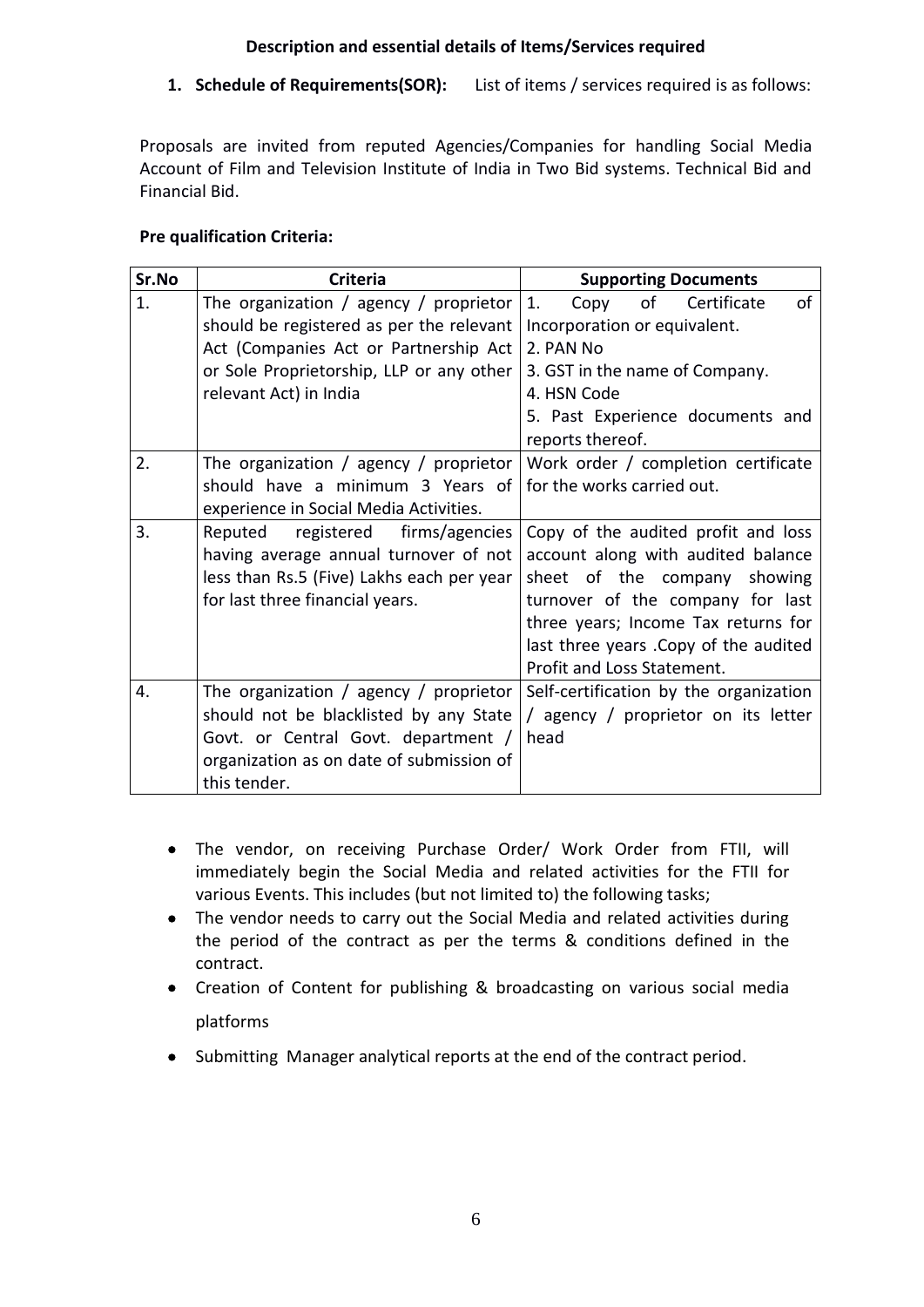**Description and essential details of Items/Services required**

1. **Schedule of Requirements(SOR):** List of items / services required is as follows:

Proposals are invited from reputed Agencies/Companies for handling Social Media Account of Film and Television Institute of India in Two Bid systems. Technical Bid and Financial Bid.

**Pre qualification Criteria:**

| Sr.No | Criteria | Supporting Documents |
|---|---|---|
| 1. | The organization / agency / proprietor should be registered as per the relevant Act (Companies Act or Partnership Act or Sole Proprietorship, LLP or any other relevant Act) in India | 1. Copy of Certificate of Incorporation or equivalent.<br>2. PAN No<br>3. GST in the name of Company.<br>4. HSN Code<br>5. Past Experience documents and reports thereof. |
| 2. | The organization / agency / proprietor should have a minimum 3 Years of experience in Social Media Activities. | Work order / completion certificate for the works carried out. |
| 3. | Reputed registered firms/agencies having average annual turnover of not less than Rs.5 (Five) Lakhs each per year for last three financial years. | Copy of the audited profit and loss account along with audited balance sheet of the company showing turnover of the company for last three years; Income Tax returns for last three years .Copy of the audited Profit and Loss Statement. |
| 4. | The organization / agency / proprietor should not be blacklisted by any State Govt. or Central Govt. department / organization as on date of submission of this tender. | Self-certification by the organization / agency / proprietor on its letter head |

- The vendor, on receiving Purchase Order/ Work Order from FTII, will immediately begin the Social Media and related activities for the FTII for various Events. This includes (but not limited to) the following tasks;
- The vendor needs to carry out the Social Media and related activities during the period of the contract as per the terms & conditions defined in the contract.
- Creation of Content for publishing & broadcasting on various social media platforms
- Submitting Manager analytical reports at the end of the contract period.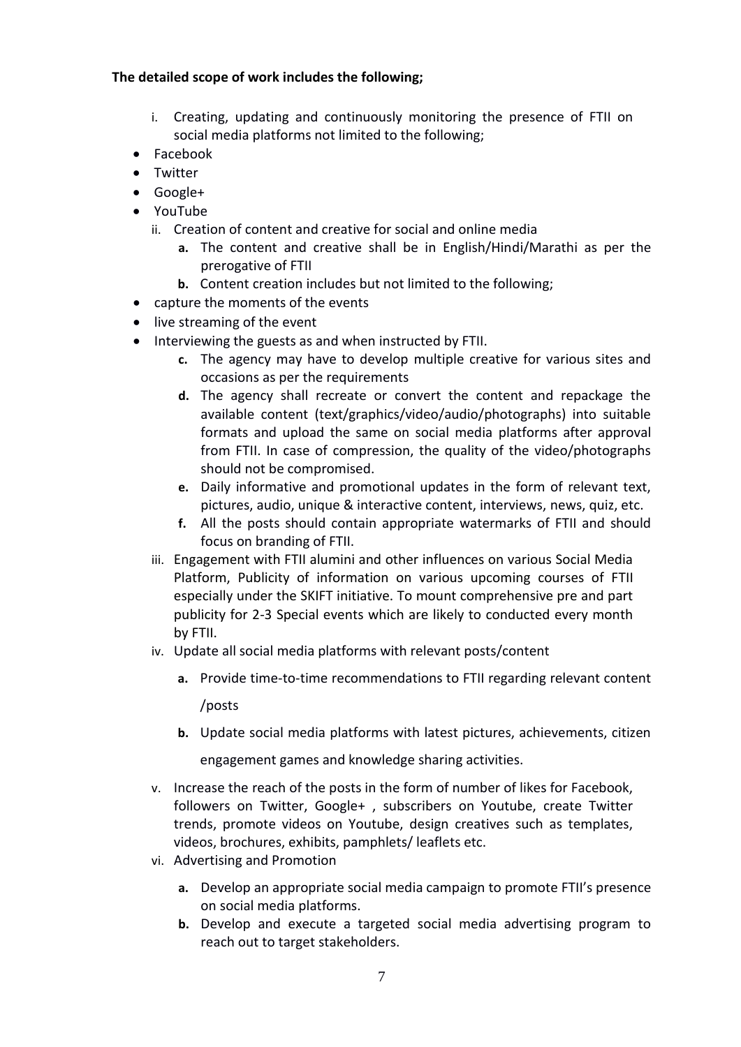**The detailed scope of work includes the following;**

i. Creating, updating and continuously monitoring the presence of FTII on social media platforms not limited to the following;

- Facebook
- Twitter
- Google+
- YouTube

ii. Creation of content and creative for social and online media

  **a.** The content and creative shall be in English/Hindi/Marathi as per the prerogative of FTII

  **b.** Content creation includes but not limited to the following;

- capture the moments of the events
- live streaming of the event
- Interviewing the guests as and when instructed by FTII.

  **c.** The agency may have to develop multiple creative for various sites and occasions as per the requirements

  **d.** The agency shall recreate or convert the content and repackage the available content (text/graphics/video/audio/photographs) into suitable formats and upload the same on social media platforms after approval from FTII. In case of compression, the quality of the video/photographs should not be compromised.

  **e.** Daily informative and promotional updates in the form of relevant text, pictures, audio, unique & interactive content, interviews, news, quiz, etc.

  **f.** All the posts should contain appropriate watermarks of FTII and should focus on branding of FTII.

iii. Engagement with FTII alumini and other influences on various Social Media Platform, Publicity of information on various upcoming courses of FTII especially under the SKIFT initiative. To mount comprehensive pre and part publicity for 2-3 Special events which are likely to conducted every month by FTII.

iv. Update all social media platforms with relevant posts/content

  **a.** Provide time-to-time recommendations to FTII regarding relevant content /posts

  **b.** Update social media platforms with latest pictures, achievements, citizen engagement games and knowledge sharing activities.

v. Increase the reach of the posts in the form of number of likes for Facebook, followers on Twitter, Google+ , subscribers on Youtube, create Twitter trends, promote videos on Youtube, design creatives such as templates, videos, brochures, exhibits, pamphlets/ leaflets etc.

vi. Advertising and Promotion

  **a.** Develop an appropriate social media campaign to promote FTII's presence on social media platforms.

  **b.** Develop and execute a targeted social media advertising program to reach out to target stakeholders.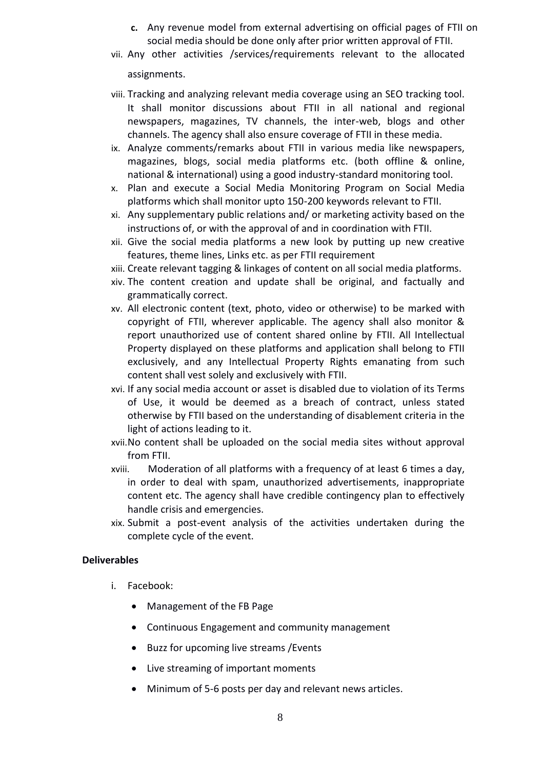c. Any revenue model from external advertising on official pages of FTII on social media should be done only after prior written approval of FTII.

vii. Any other activities /services/requirements relevant to the allocated assignments.

viii. Tracking and analyzing relevant media coverage using an SEO tracking tool. It shall monitor discussions about FTII in all national and regional newspapers, magazines, TV channels, the inter-web, blogs and other channels. The agency shall also ensure coverage of FTII in these media.

ix. Analyze comments/remarks about FTII in various media like newspapers, magazines, blogs, social media platforms etc. (both offline & online, national & international) using a good industry-standard monitoring tool.

x. Plan and execute a Social Media Monitoring Program on Social Media platforms which shall monitor upto 150-200 keywords relevant to FTII.

xi. Any supplementary public relations and/ or marketing activity based on the instructions of, or with the approval of and in coordination with FTII.

xii. Give the social media platforms a new look by putting up new creative features, theme lines, Links etc. as per FTII requirement

xiii. Create relevant tagging & linkages of content on all social media platforms.

xiv. The content creation and update shall be original, and factually and grammatically correct.

xv. All electronic content (text, photo, video or otherwise) to be marked with copyright of FTII, wherever applicable. The agency shall also monitor & report unauthorized use of content shared online by FTII. All Intellectual Property displayed on these platforms and application shall belong to FTII exclusively, and any Intellectual Property Rights emanating from such content shall vest solely and exclusively with FTII.

xvi. If any social media account or asset is disabled due to violation of its Terms of Use, it would be deemed as a breach of contract, unless stated otherwise by FTII based on the understanding of disablement criteria in the light of actions leading to it.

xvii. No content shall be uploaded on the social media sites without approval from FTII.

xviii. Moderation of all platforms with a frequency of at least 6 times a day, in order to deal with spam, unauthorized advertisements, inappropriate content etc. The agency shall have credible contingency plan to effectively handle crisis and emergencies.

xix. Submit a post-event analysis of the activities undertaken during the complete cycle of the event.

**Deliverables**

i. Facebook:

- Management of the FB Page
- Continuous Engagement and community management
- Buzz for upcoming live streams /Events
- Live streaming of important moments
- Minimum of 5-6 posts per day and relevant news articles.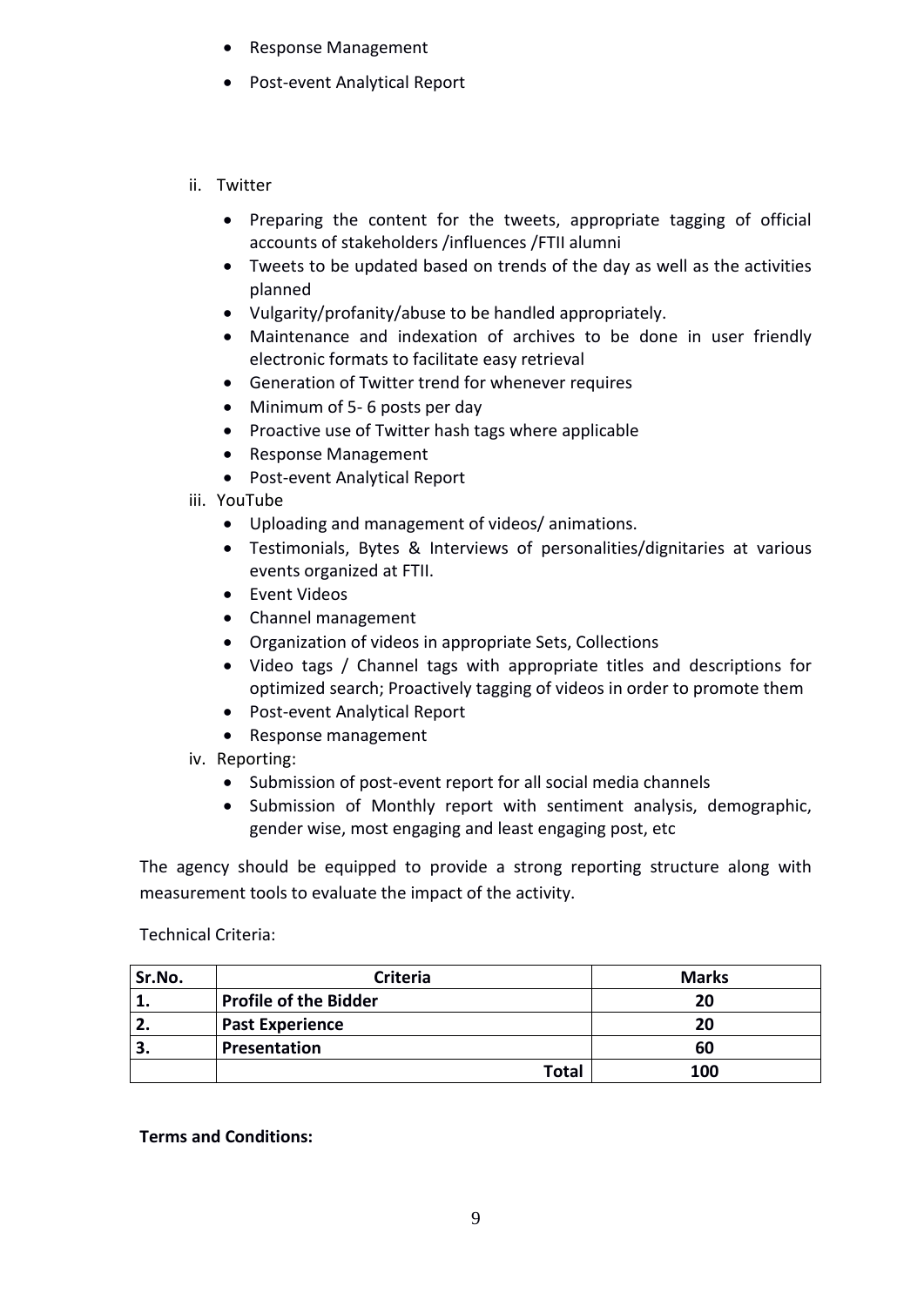- Response Management
- Post-event Analytical Report

ii. Twitter

- Preparing the content for the tweets, appropriate tagging of official accounts of stakeholders /influences /FTII alumni
- Tweets to be updated based on trends of the day as well as the activities planned
- Vulgarity/profanity/abuse to be handled appropriately.
- Maintenance and indexation of archives to be done in user friendly electronic formats to facilitate easy retrieval
- Generation of Twitter trend for whenever requires
- Minimum of 5- 6 posts per day
- Proactive use of Twitter hash tags where applicable
- Response Management
- Post-event Analytical Report

iii. YouTube

- Uploading and management of videos/ animations.
- Testimonials, Bytes & Interviews of personalities/dignitaries at various events organized at FTII.
- Event Videos
- Channel management
- Organization of videos in appropriate Sets, Collections
- Video tags / Channel tags with appropriate titles and descriptions for optimized search; Proactively tagging of videos in order to promote them
- Post-event Analytical Report
- Response management

iv. Reporting:

- Submission of post-event report for all social media channels
- Submission of Monthly report with sentiment analysis, demographic, gender wise, most engaging and least engaging post, etc

The agency should be equipped to provide a strong reporting structure along with measurement tools to evaluate the impact of the activity.

Technical Criteria:

| Sr.No. | Criteria | Marks |
|---|---|---|
| 1. | **Profile of the Bidder** | **20** |
| 2. | **Past Experience** | **20** |
| 3. | **Presentation** | **60** |
| | **Total** | **100** |

**Terms and Conditions:**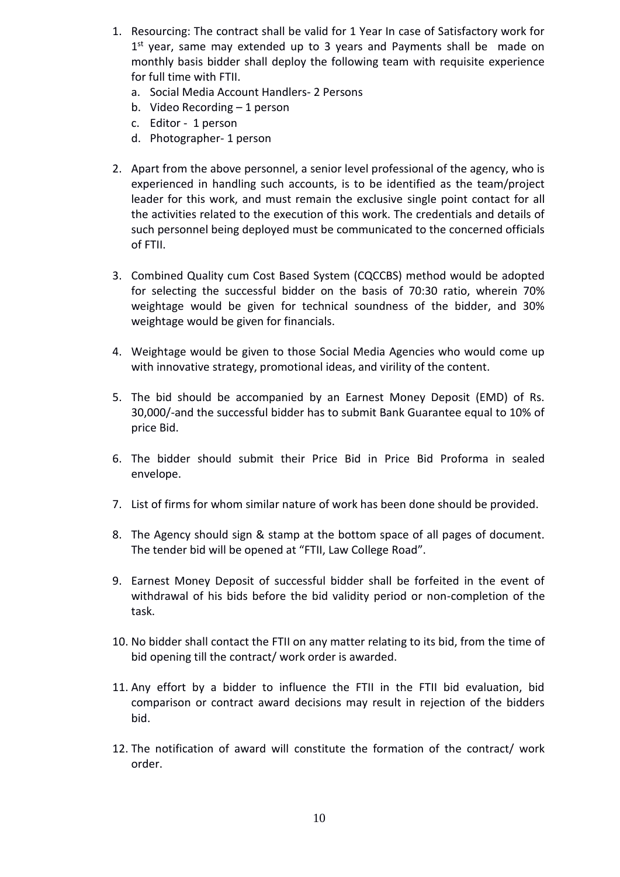1. Resourcing: The contract shall be valid for 1 Year In case of Satisfactory work for 1st year, same may extended up to 3 years and Payments shall be made on monthly basis bidder shall deploy the following team with requisite experience for full time with FTII.
   a. Social Media Account Handlers- 2 Persons
   b. Video Recording – 1 person
   c. Editor - 1 person
   d. Photographer- 1 person

2. Apart from the above personnel, a senior level professional of the agency, who is experienced in handling such accounts, is to be identified as the team/project leader for this work, and must remain the exclusive single point contact for all the activities related to the execution of this work. The credentials and details of such personnel being deployed must be communicated to the concerned officials of FTII.

3. Combined Quality cum Cost Based System (CQCCBS) method would be adopted for selecting the successful bidder on the basis of 70:30 ratio, wherein 70% weightage would be given for technical soundness of the bidder, and 30% weightage would be given for financials.

4. Weightage would be given to those Social Media Agencies who would come up with innovative strategy, promotional ideas, and virility of the content.

5. The bid should be accompanied by an Earnest Money Deposit (EMD) of Rs. 30,000/-and the successful bidder has to submit Bank Guarantee equal to 10% of price Bid.

6. The bidder should submit their Price Bid in Price Bid Proforma in sealed envelope.

7. List of firms for whom similar nature of work has been done should be provided.

8. The Agency should sign & stamp at the bottom space of all pages of document. The tender bid will be opened at "FTII, Law College Road".

9. Earnest Money Deposit of successful bidder shall be forfeited in the event of withdrawal of his bids before the bid validity period or non-completion of the task.

10. No bidder shall contact the FTII on any matter relating to its bid, from the time of bid opening till the contract/ work order is awarded.

11. Any effort by a bidder to influence the FTII in the FTII bid evaluation, bid comparison or contract award decisions may result in rejection of the bidders bid.

12. The notification of award will constitute the formation of the contract/ work order.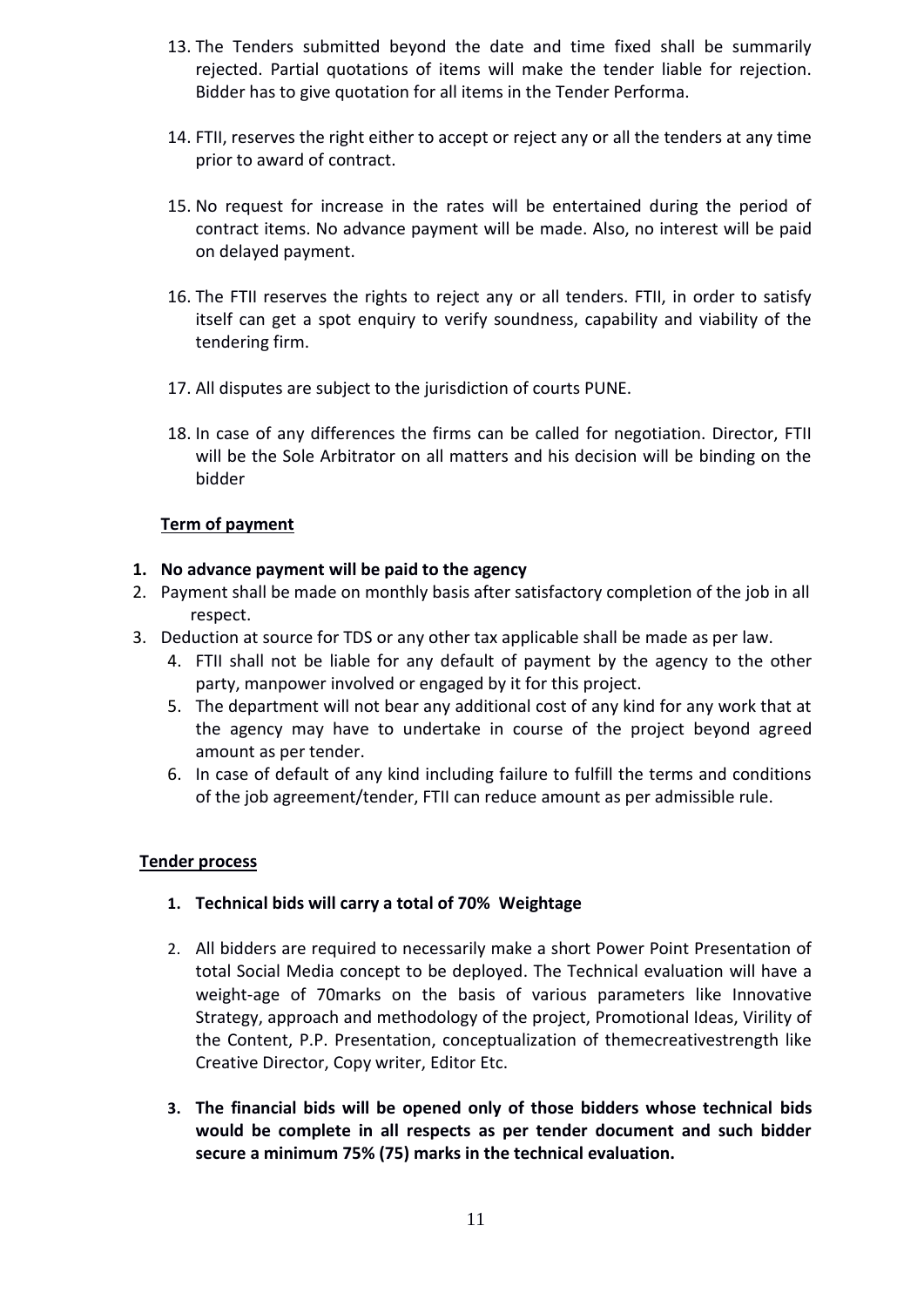13. The Tenders submitted beyond the date and time fixed shall be summarily rejected. Partial quotations of items will make the tender liable for rejection. Bidder has to give quotation for all items in the Tender Performa.

14. FTII, reserves the right either to accept or reject any or all the tenders at any time prior to award of contract.

15. No request for increase in the rates will be entertained during the period of contract items. No advance payment will be made. Also, no interest will be paid on delayed payment.

16. The FTII reserves the rights to reject any or all tenders. FTII, in order to satisfy itself can get a spot enquiry to verify soundness, capability and viability of the tendering firm.

17. All disputes are subject to the jurisdiction of courts PUNE.

18. In case of any differences the firms can be called for negotiation. Director, FTII will be the Sole Arbitrator on all matters and his decision will be binding on the bidder

**<u>Term of payment</u>**

1. **No advance payment will be paid to the agency**
2. Payment shall be made on monthly basis after satisfactory completion of the job in all respect.
3. Deduction at source for TDS or any other tax applicable shall be made as per law.
4. FTII shall not be liable for any default of payment by the agency to the other party, manpower involved or engaged by it for this project.
5. The department will not bear any additional cost of any kind for any work that at the agency may have to undertake in course of the project beyond agreed amount as per tender.
6. In case of default of any kind including failure to fulfill the terms and conditions of the job agreement/tender, FTII can reduce amount as per admissible rule.

**<u>Tender process</u>**

1. **Technical bids will carry a total of 70% Weightage**

2. All bidders are required to necessarily make a short Power Point Presentation of total Social Media concept to be deployed. The Technical evaluation will have a weight-age of 70marks on the basis of various parameters like Innovative Strategy, approach and methodology of the project, Promotional Ideas, Virility of the Content, P.P. Presentation, conceptualization of themecreativestrength like Creative Director, Copy writer, Editor Etc.

3. **The financial bids will be opened only of those bidders whose technical bids would be complete in all respects as per tender document and such bidder secure a minimum 75% (75) marks in the technical evaluation.**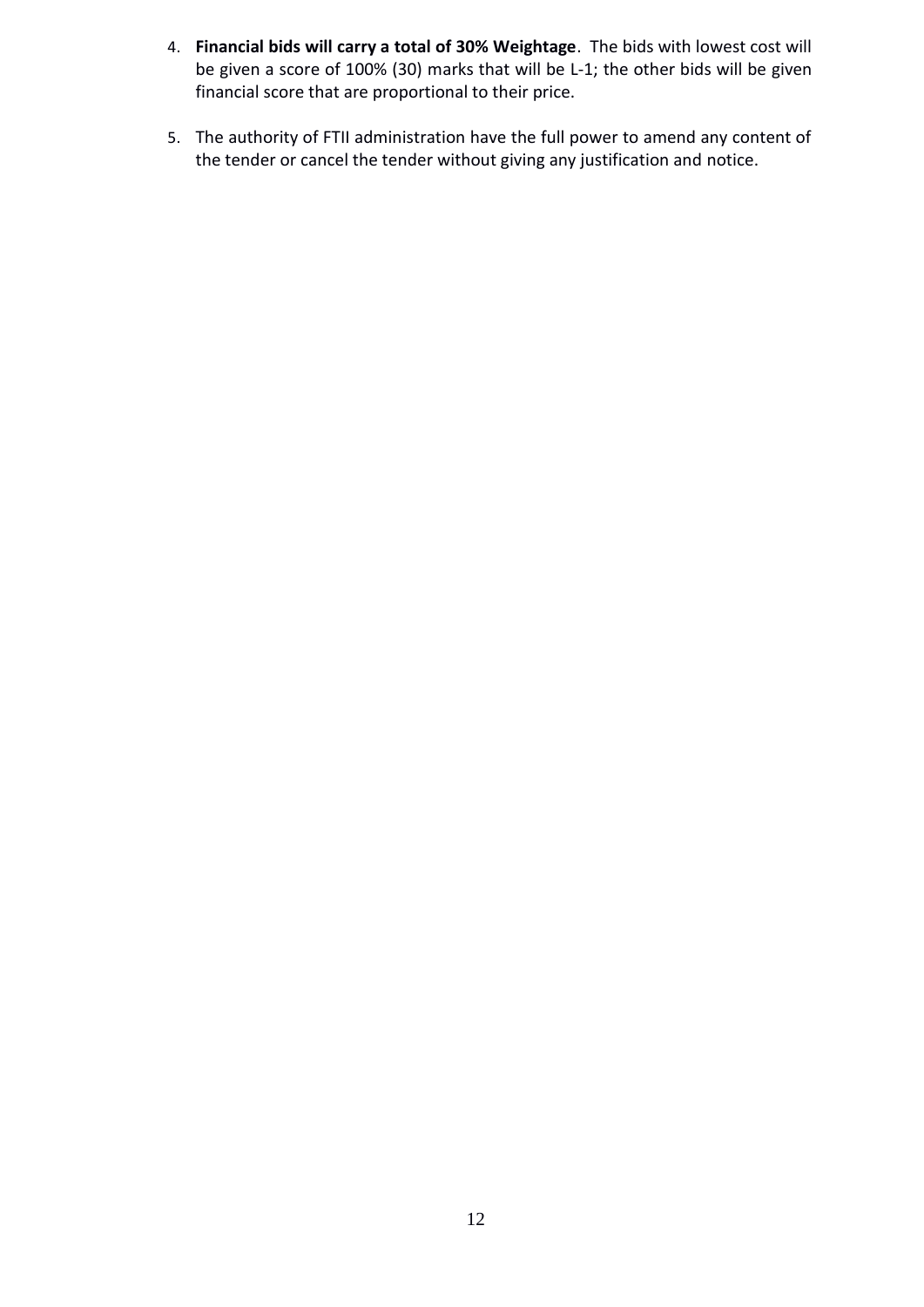4. **Financial bids will carry a total of 30% Weightage**. The bids with lowest cost will be given a score of 100% (30) marks that will be L-1; the other bids will be given financial score that are proportional to their price.

5. The authority of FTII administration have the full power to amend any content of the tender or cancel the tender without giving any justification and notice.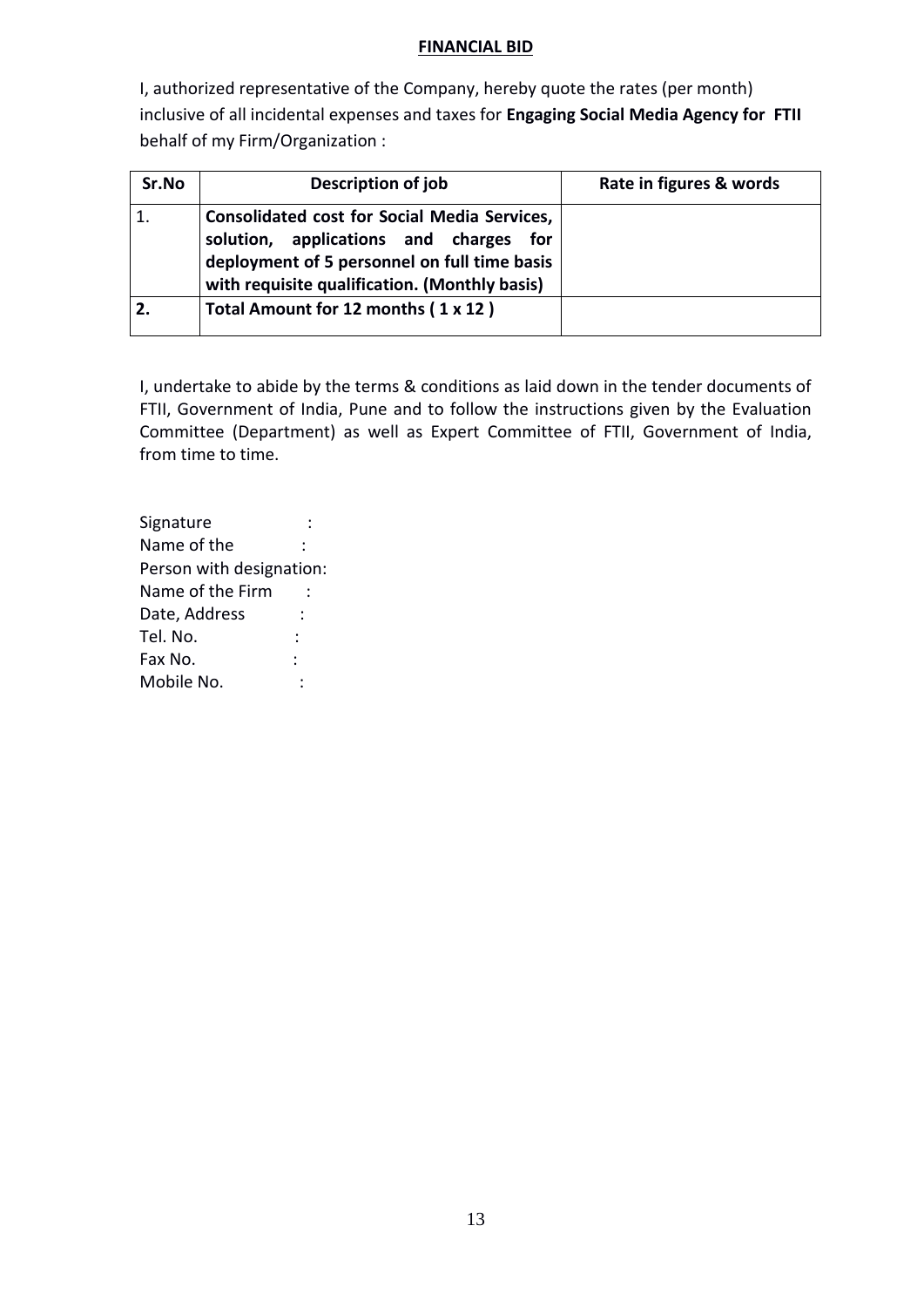**FINANCIAL BID**

I, authorized representative of the Company, hereby quote the rates (per month) inclusive of all incidental expenses and taxes for **Engaging Social Media Agency for FTII** behalf of my Firm/Organization :

| Sr.No | Description of job | Rate in figures & words |
|---|---|---|
| 1. | **Consolidated cost for Social Media Services, solution, applications and charges for deployment of 5 personnel on full time basis with requisite qualification. (Monthly basis)** | |
| **2.** | **Total Amount for 12 months ( 1 x 12 )** | |

I, undertake to abide by the terms & conditions as laid down in the tender documents of FTII, Government of India, Pune and to follow the instructions given by the Evaluation Committee (Department) as well as Expert Committee of FTII, Government of India, from time to time.

Signature :
Name of the :
Person with designation:
Name of the Firm :
Date, Address :
Tel. No. :
Fax No. :
Mobile No. :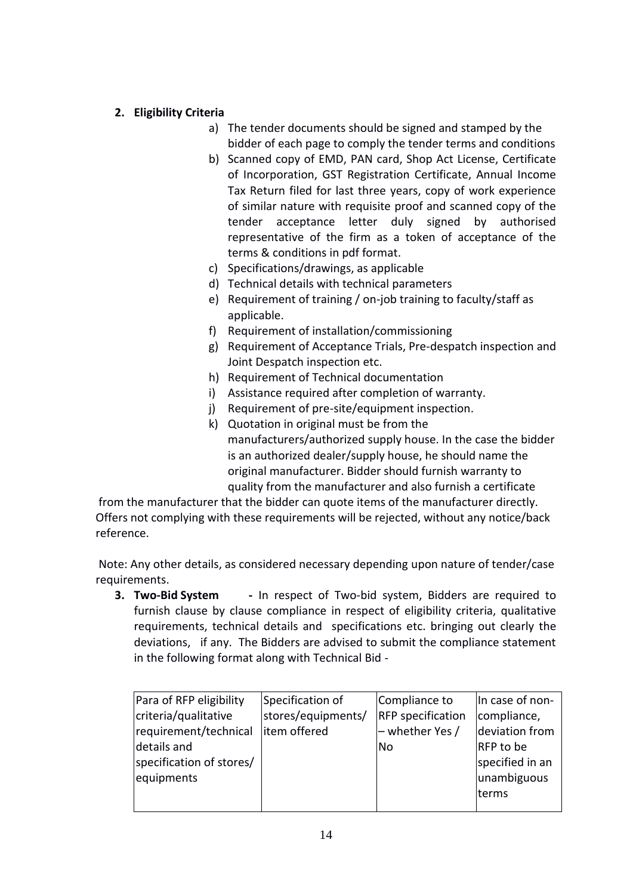2. **Eligibility Criteria**

   a) The tender documents should be signed and stamped by the bidder of each page to comply the tender terms and conditions
   b) Scanned copy of EMD, PAN card, Shop Act License, Certificate of Incorporation, GST Registration Certificate, Annual Income Tax Return filed for last three years, copy of work experience of similar nature with requisite proof and scanned copy of the tender acceptance letter duly signed by authorised representative of the firm as a token of acceptance of the terms & conditions in pdf format.
   c) Specifications/drawings, as applicable
   d) Technical details with technical parameters
   e) Requirement of training / on-job training to faculty/staff as applicable.
   f) Requirement of installation/commissioning
   g) Requirement of Acceptance Trials, Pre-despatch inspection and Joint Despatch inspection etc.
   h) Requirement of Technical documentation
   i) Assistance required after completion of warranty.
   j) Requirement of pre-site/equipment inspection.
   k) Quotation in original must be from the manufacturers/authorized supply house. In the case the bidder is an authorized dealer/supply house, he should name the original manufacturer. Bidder should furnish warranty to quality from the manufacturer and also furnish a certificate

from the manufacturer that the bidder can quote items of the manufacturer directly. Offers not complying with these requirements will be rejected, without any notice/back reference.

Note: Any other details, as considered necessary depending upon nature of tender/case requirements.

3. **Two-Bid System** - In respect of Two-bid system, Bidders are required to furnish clause by clause compliance in respect of eligibility criteria, qualitative requirements, technical details and specifications etc. bringing out clearly the deviations, if any. The Bidders are advised to submit the compliance statement in the following format along with Technical Bid -

| Para of RFP eligibility criteria/qualitative requirement/technical details and specification of stores/ equipments | Specification of stores/equipments/ item offered | Compliance to RFP specification – whether Yes / No | In case of non-compliance, deviation from RFP to be specified in an unambiguous terms |
|---|---|---|---|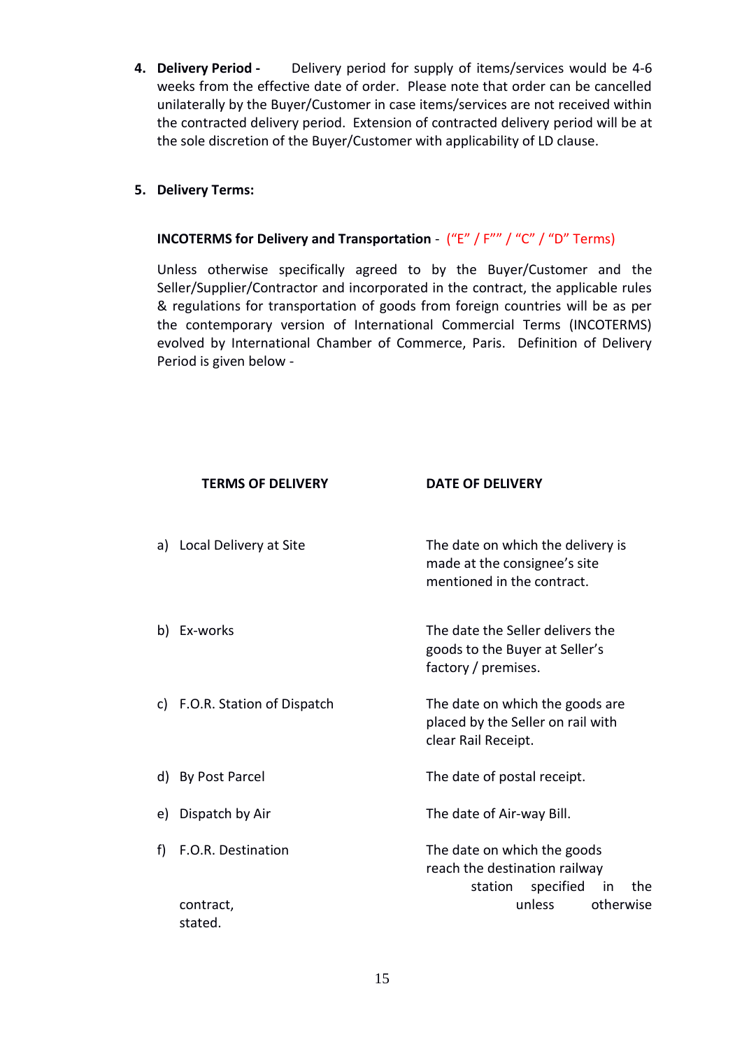4. **Delivery Period -** Delivery period for supply of items/services would be 4-6 weeks from the effective date of order. Please note that order can be cancelled unilaterally by the Buyer/Customer in case items/services are not received within the contracted delivery period. Extension of contracted delivery period will be at the sole discretion of the Buyer/Customer with applicability of LD clause.

5. **Delivery Terms:**

**INCOTERMS for Delivery and Transportation** - ("E" / F"" / "C" / "D" Terms)

Unless otherwise specifically agreed to by the Buyer/Customer and the Seller/Supplier/Contractor and incorporated in the contract, the applicable rules & regulations for transportation of goods from foreign countries will be as per the contemporary version of International Commercial Terms (INCOTERMS) evolved by International Chamber of Commerce, Paris. Definition of Delivery Period is given below -

| TERMS OF DELIVERY | DATE OF DELIVERY |
|---|---|
| a) Local Delivery at Site | The date on which the delivery is made at the consignee's site mentioned in the contract. |
| b) Ex-works | The date the Seller delivers the goods to the Buyer at Seller's factory / premises. |
| c) F.O.R. Station of Dispatch | The date on which the goods are placed by the Seller on rail with clear Rail Receipt. |
| d) By Post Parcel | The date of postal receipt. |
| e) Dispatch by Air | The date of Air-way Bill. |
| f) F.O.R. Destination | The date on which the goods reach the destination railway station specified in the contract, unless otherwise stated. |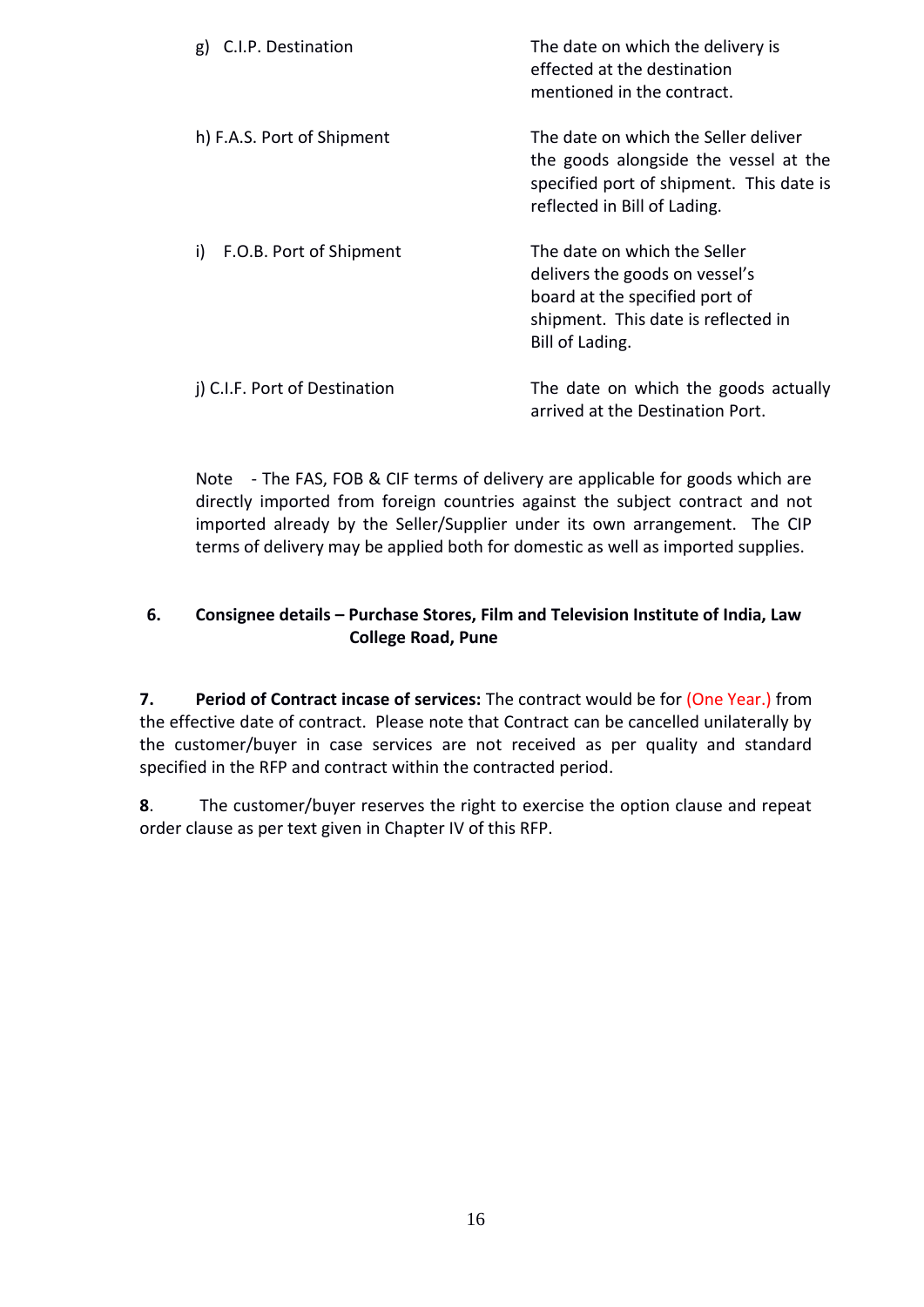| | |
|---|---|
| g) C.I.P. Destination | The date on which the delivery is effected at the destination mentioned in the contract. |
| h) F.A.S. Port of Shipment | The date on which the Seller deliver the goods alongside the vessel at the specified port of shipment. This date is reflected in Bill of Lading. |
| i) F.O.B. Port of Shipment | The date on which the Seller delivers the goods on vessel's board at the specified port of shipment. This date is reflected in Bill of Lading. |
| j) C.I.F. Port of Destination | The date on which the goods actually arrived at the Destination Port. |

Note - The FAS, FOB & CIF terms of delivery are applicable for goods which are directly imported from foreign countries against the subject contract and not imported already by the Seller/Supplier under its own arrangement. The CIP terms of delivery may be applied both for domestic as well as imported supplies.

**6. Consignee details – Purchase Stores, Film and Television Institute of India, Law College Road, Pune**

**7. Period of Contract incase of services:** The contract would be for (One Year.) from the effective date of contract. Please note that Contract can be cancelled unilaterally by the customer/buyer in case services are not received as per quality and standard specified in the RFP and contract within the contracted period.

**8**. The customer/buyer reserves the right to exercise the option clause and repeat order clause as per text given in Chapter IV of this RFP.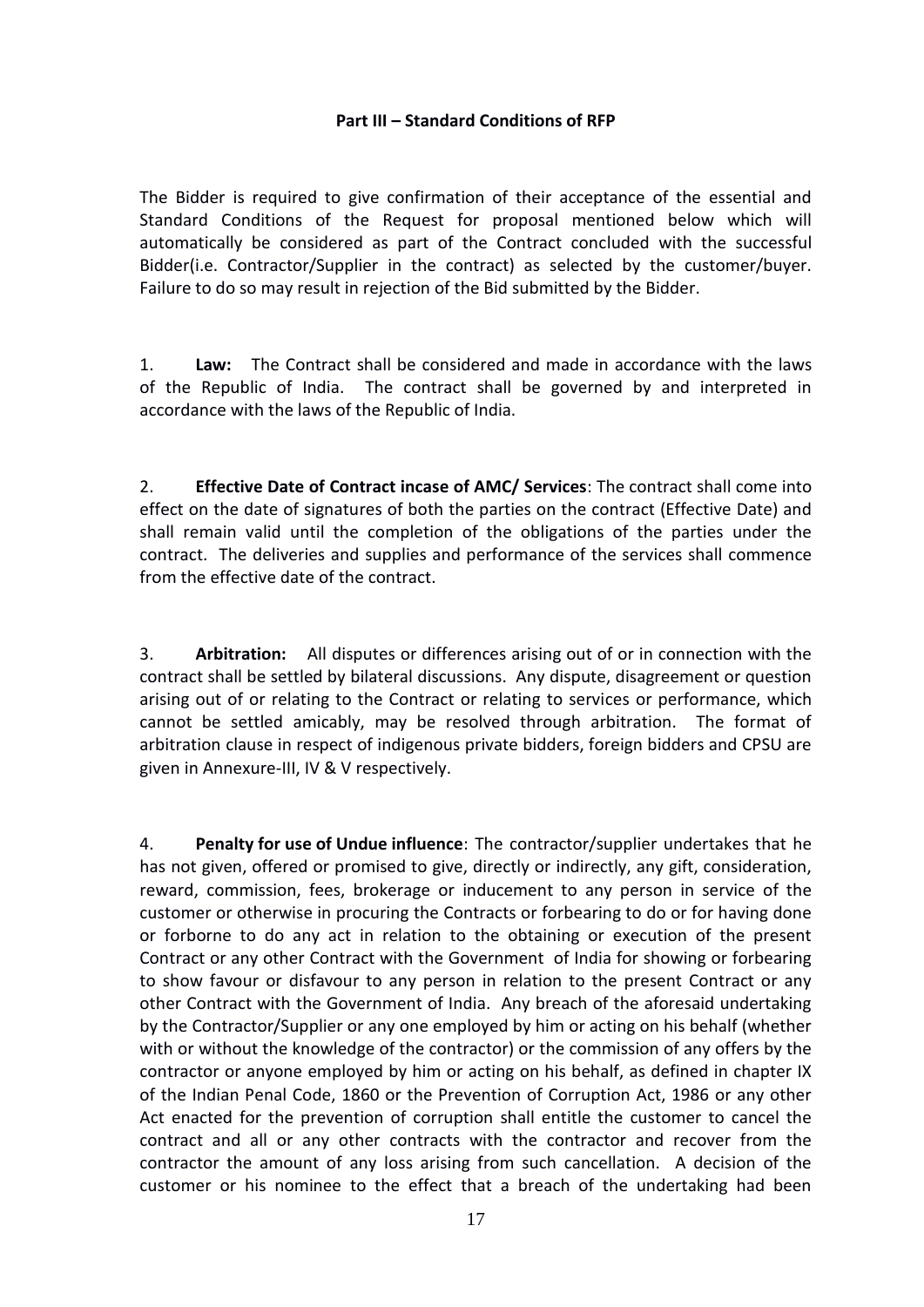### Part III – Standard Conditions of RFP

The Bidder is required to give confirmation of their acceptance of the essential and Standard Conditions of the Request for proposal mentioned below which will automatically be considered as part of the Contract concluded with the successful Bidder(i.e. Contractor/Supplier in the contract) as selected by the customer/buyer. Failure to do so may result in rejection of the Bid submitted by the Bidder.

1. **Law:** The Contract shall be considered and made in accordance with the laws of the Republic of India. The contract shall be governed by and interpreted in accordance with the laws of the Republic of India.

2. **Effective Date of Contract incase of AMC/ Services**: The contract shall come into effect on the date of signatures of both the parties on the contract (Effective Date) and shall remain valid until the completion of the obligations of the parties under the contract. The deliveries and supplies and performance of the services shall commence from the effective date of the contract.

3. **Arbitration:** All disputes or differences arising out of or in connection with the contract shall be settled by bilateral discussions. Any dispute, disagreement or question arising out of or relating to the Contract or relating to services or performance, which cannot be settled amicably, may be resolved through arbitration. The format of arbitration clause in respect of indigenous private bidders, foreign bidders and CPSU are given in Annexure-III, IV & V respectively.

4. **Penalty for use of Undue influence**: The contractor/supplier undertakes that he has not given, offered or promised to give, directly or indirectly, any gift, consideration, reward, commission, fees, brokerage or inducement to any person in service of the customer or otherwise in procuring the Contracts or forbearing to do or for having done or forborne to do any act in relation to the obtaining or execution of the present Contract or any other Contract with the Government of India for showing or forbearing to show favour or disfavour to any person in relation to the present Contract or any other Contract with the Government of India. Any breach of the aforesaid undertaking by the Contractor/Supplier or any one employed by him or acting on his behalf (whether with or without the knowledge of the contractor) or the commission of any offers by the contractor or anyone employed by him or acting on his behalf, as defined in chapter IX of the Indian Penal Code, 1860 or the Prevention of Corruption Act, 1986 or any other Act enacted for the prevention of corruption shall entitle the customer to cancel the contract and all or any other contracts with the contractor and recover from the contractor the amount of any loss arising from such cancellation. A decision of the customer or his nominee to the effect that a breach of the undertaking had been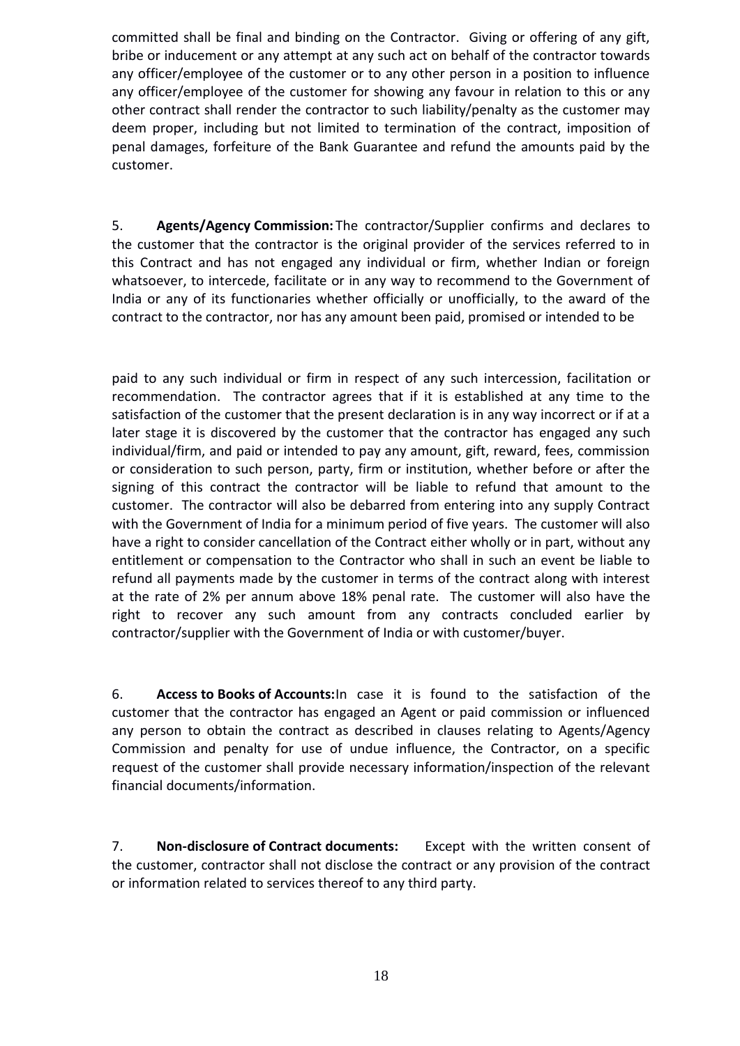committed shall be final and binding on the Contractor. Giving or offering of any gift, bribe or inducement or any attempt at any such act on behalf of the contractor towards any officer/employee of the customer or to any other person in a position to influence any officer/employee of the customer for showing any favour in relation to this or any other contract shall render the contractor to such liability/penalty as the customer may deem proper, including but not limited to termination of the contract, imposition of penal damages, forfeiture of the Bank Guarantee and refund the amounts paid by the customer.

5. **Agents/Agency Commission:** The contractor/Supplier confirms and declares to the customer that the contractor is the original provider of the services referred to in this Contract and has not engaged any individual or firm, whether Indian or foreign whatsoever, to intercede, facilitate or in any way to recommend to the Government of India or any of its functionaries whether officially or unofficially, to the award of the contract to the contractor, nor has any amount been paid, promised or intended to be paid to any such individual or firm in respect of any such intercession, facilitation or recommendation. The contractor agrees that if it is established at any time to the satisfaction of the customer that the present declaration is in any way incorrect or if at a later stage it is discovered by the customer that the contractor has engaged any such individual/firm, and paid or intended to pay any amount, gift, reward, fees, commission or consideration to such person, party, firm or institution, whether before or after the signing of this contract the contractor will be liable to refund that amount to the customer. The contractor will also be debarred from entering into any supply Contract with the Government of India for a minimum period of five years. The customer will also have a right to consider cancellation of the Contract either wholly or in part, without any entitlement or compensation to the Contractor who shall in such an event be liable to refund all payments made by the customer in terms of the contract along with interest at the rate of 2% per annum above 18% penal rate. The customer will also have the right to recover any such amount from any contracts concluded earlier by contractor/supplier with the Government of India or with customer/buyer.

6. **Access to Books of Accounts:** In case it is found to the satisfaction of the customer that the contractor has engaged an Agent or paid commission or influenced any person to obtain the contract as described in clauses relating to Agents/Agency Commission and penalty for use of undue influence, the Contractor, on a specific request of the customer shall provide necessary information/inspection of the relevant financial documents/information.

7. **Non-disclosure of Contract documents:** Except with the written consent of the customer, contractor shall not disclose the contract or any provision of the contract or information related to services thereof to any third party.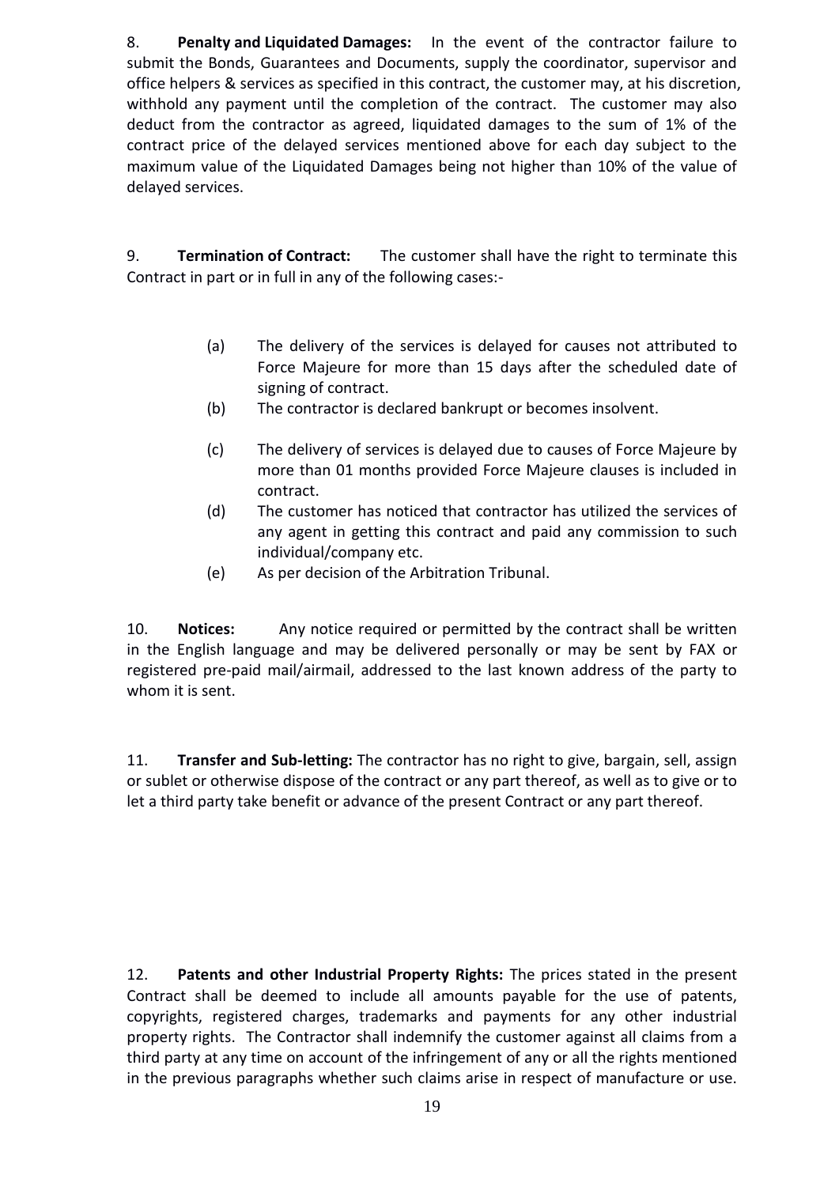8. **Penalty and Liquidated Damages:** In the event of the contractor failure to submit the Bonds, Guarantees and Documents, supply the coordinator, supervisor and office helpers & services as specified in this contract, the customer may, at his discretion, withhold any payment until the completion of the contract. The customer may also deduct from the contractor as agreed, liquidated damages to the sum of 1% of the contract price of the delayed services mentioned above for each day subject to the maximum value of the Liquidated Damages being not higher than 10% of the value of delayed services.

9. **Termination of Contract:** The customer shall have the right to terminate this Contract in part or in full in any of the following cases:-

(a) The delivery of the services is delayed for causes not attributed to Force Majeure for more than 15 days after the scheduled date of signing of contract.

(b) The contractor is declared bankrupt or becomes insolvent.

(c) The delivery of services is delayed due to causes of Force Majeure by more than 01 months provided Force Majeure clauses is included in contract.

(d) The customer has noticed that contractor has utilized the services of any agent in getting this contract and paid any commission to such individual/company etc.

(e) As per decision of the Arbitration Tribunal.

10. **Notices:** Any notice required or permitted by the contract shall be written in the English language and may be delivered personally or may be sent by FAX or registered pre-paid mail/airmail, addressed to the last known address of the party to whom it is sent.

11. **Transfer and Sub-letting:** The contractor has no right to give, bargain, sell, assign or sublet or otherwise dispose of the contract or any part thereof, as well as to give or to let a third party take benefit or advance of the present Contract or any part thereof.

12. **Patents and other Industrial Property Rights:** The prices stated in the present Contract shall be deemed to include all amounts payable for the use of patents, copyrights, registered charges, trademarks and payments for any other industrial property rights. The Contractor shall indemnify the customer against all claims from a third party at any time on account of the infringement of any or all the rights mentioned in the previous paragraphs whether such claims arise in respect of manufacture or use.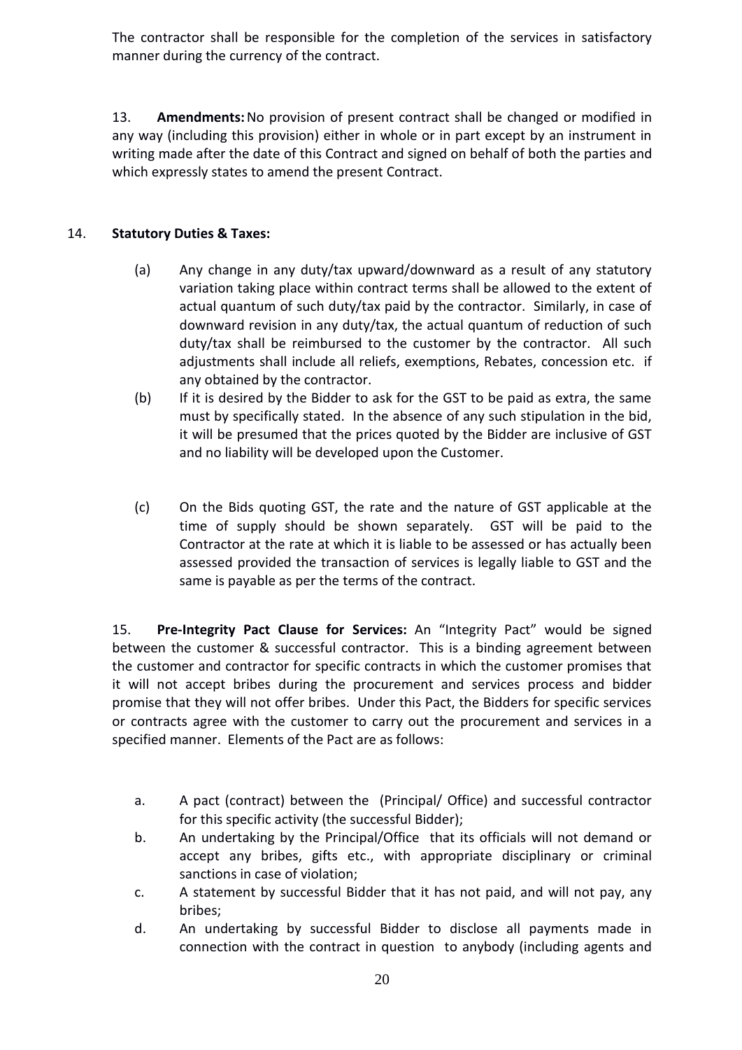The contractor shall be responsible for the completion of the services in satisfactory manner during the currency of the contract.

13. **Amendments:** No provision of present contract shall be changed or modified in any way (including this provision) either in whole or in part except by an instrument in writing made after the date of this Contract and signed on behalf of both the parties and which expressly states to amend the present Contract.

14. **Statutory Duties & Taxes:**

(a) Any change in any duty/tax upward/downward as a result of any statutory variation taking place within contract terms shall be allowed to the extent of actual quantum of such duty/tax paid by the contractor. Similarly, in case of downward revision in any duty/tax, the actual quantum of reduction of such duty/tax shall be reimbursed to the customer by the contractor. All such adjustments shall include all reliefs, exemptions, Rebates, concession etc. if any obtained by the contractor.

(b) If it is desired by the Bidder to ask for the GST to be paid as extra, the same must by specifically stated. In the absence of any such stipulation in the bid, it will be presumed that the prices quoted by the Bidder are inclusive of GST and no liability will be developed upon the Customer.

(c) On the Bids quoting GST, the rate and the nature of GST applicable at the time of supply should be shown separately. GST will be paid to the Contractor at the rate at which it is liable to be assessed or has actually been assessed provided the transaction of services is legally liable to GST and the same is payable as per the terms of the contract.

15. **Pre-Integrity Pact Clause for Services:** An "Integrity Pact" would be signed between the customer & successful contractor. This is a binding agreement between the customer and contractor for specific contracts in which the customer promises that it will not accept bribes during the procurement and services process and bidder promise that they will not offer bribes. Under this Pact, the Bidders for specific services or contracts agree with the customer to carry out the procurement and services in a specified manner. Elements of the Pact are as follows:

a. A pact (contract) between the (Principal/ Office) and successful contractor for this specific activity (the successful Bidder);

b. An undertaking by the Principal/Office that its officials will not demand or accept any bribes, gifts etc., with appropriate disciplinary or criminal sanctions in case of violation;

c. A statement by successful Bidder that it has not paid, and will not pay, any bribes;

d. An undertaking by successful Bidder to disclose all payments made in connection with the contract in question to anybody (including agents and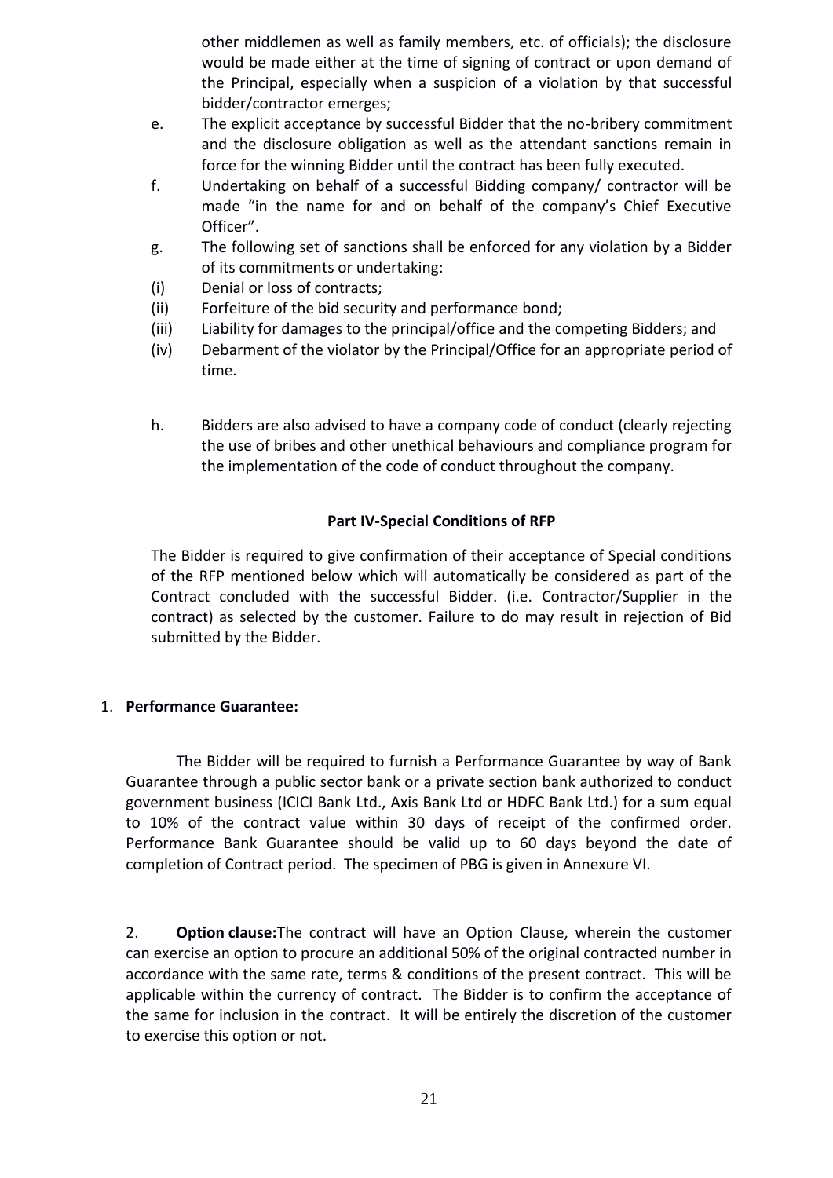other middlemen as well as family members, etc. of officials); the disclosure would be made either at the time of signing of contract or upon demand of the Principal, especially when a suspicion of a violation by that successful bidder/contractor emerges;

e. The explicit acceptance by successful Bidder that the no-bribery commitment and the disclosure obligation as well as the attendant sanctions remain in force for the winning Bidder until the contract has been fully executed.

f. Undertaking on behalf of a successful Bidding company/ contractor will be made "in the name for and on behalf of the company's Chief Executive Officer".

g. The following set of sanctions shall be enforced for any violation by a Bidder of its commitments or undertaking:

(i) Denial or loss of contracts;

(ii) Forfeiture of the bid security and performance bond;

(iii) Liability for damages to the principal/office and the competing Bidders; and

(iv) Debarment of the violator by the Principal/Office for an appropriate period of time.

h. Bidders are also advised to have a company code of conduct (clearly rejecting the use of bribes and other unethical behaviours and compliance program for the implementation of the code of conduct throughout the company.

**Part IV-Special Conditions of RFP**

The Bidder is required to give confirmation of their acceptance of Special conditions of the RFP mentioned below which will automatically be considered as part of the Contract concluded with the successful Bidder. (i.e. Contractor/Supplier in the contract) as selected by the customer. Failure to do may result in rejection of Bid submitted by the Bidder.

1. **Performance Guarantee:**

The Bidder will be required to furnish a Performance Guarantee by way of Bank Guarantee through a public sector bank or a private section bank authorized to conduct government business (ICICI Bank Ltd., Axis Bank Ltd or HDFC Bank Ltd.) for a sum equal to 10% of the contract value within 30 days of receipt of the confirmed order. Performance Bank Guarantee should be valid up to 60 days beyond the date of completion of Contract period. The specimen of PBG is given in Annexure VI.

2. **Option clause:**The contract will have an Option Clause, wherein the customer can exercise an option to procure an additional 50% of the original contracted number in accordance with the same rate, terms & conditions of the present contract. This will be applicable within the currency of contract. The Bidder is to confirm the acceptance of the same for inclusion in the contract. It will be entirely the discretion of the customer to exercise this option or not.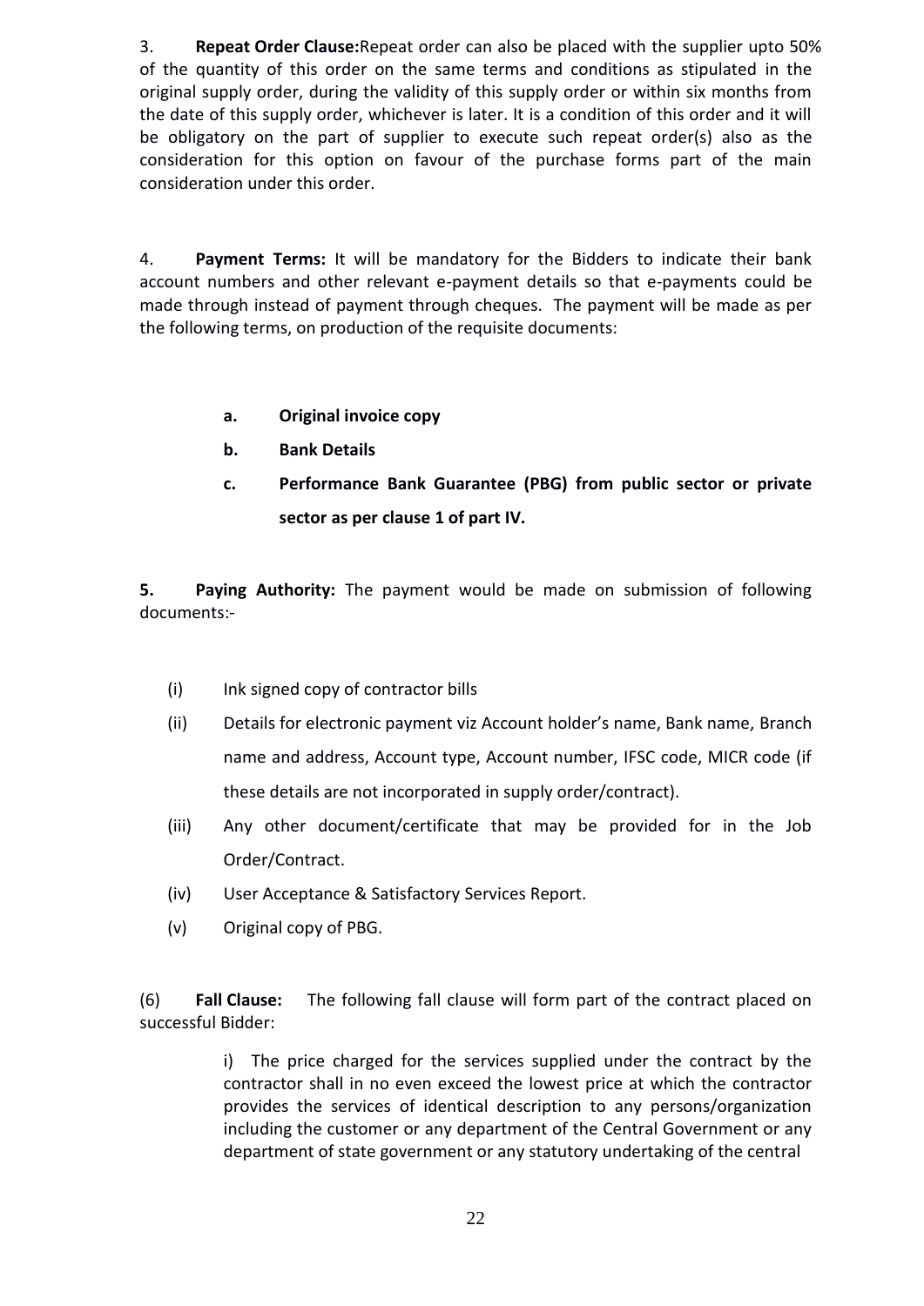3. **Repeat Order Clause:**Repeat order can also be placed with the supplier upto 50% of the quantity of this order on the same terms and conditions as stipulated in the original supply order, during the validity of this supply order or within six months from the date of this supply order, whichever is later. It is a condition of this order and it will be obligatory on the part of supplier to execute such repeat order(s) also as the consideration for this option on favour of the purchase forms part of the main consideration under this order.

4. **Payment Terms:** It will be mandatory for the Bidders to indicate their bank account numbers and other relevant e-payment details so that e-payments could be made through instead of payment through cheques. The payment will be made as per the following terms, on production of the requisite documents:

   a. **Original invoice copy**
   b. **Bank Details**
   c. **Performance Bank Guarantee (PBG) from public sector or private sector as per clause 1 of part IV.**

**5. Paying Authority:** The payment would be made on submission of following documents:-

(i) Ink signed copy of contractor bills

(ii) Details for electronic payment viz Account holder's name, Bank name, Branch name and address, Account type, Account number, IFSC code, MICR code (if these details are not incorporated in supply order/contract).

(iii) Any other document/certificate that may be provided for in the Job Order/Contract.

(iv) User Acceptance & Satisfactory Services Report.

(v) Original copy of PBG.

(6) **Fall Clause:** The following fall clause will form part of the contract placed on successful Bidder:

> i) The price charged for the services supplied under the contract by the contractor shall in no even exceed the lowest price at which the contractor provides the services of identical description to any persons/organization including the customer or any department of the Central Government or any department of state government or any statutory undertaking of the central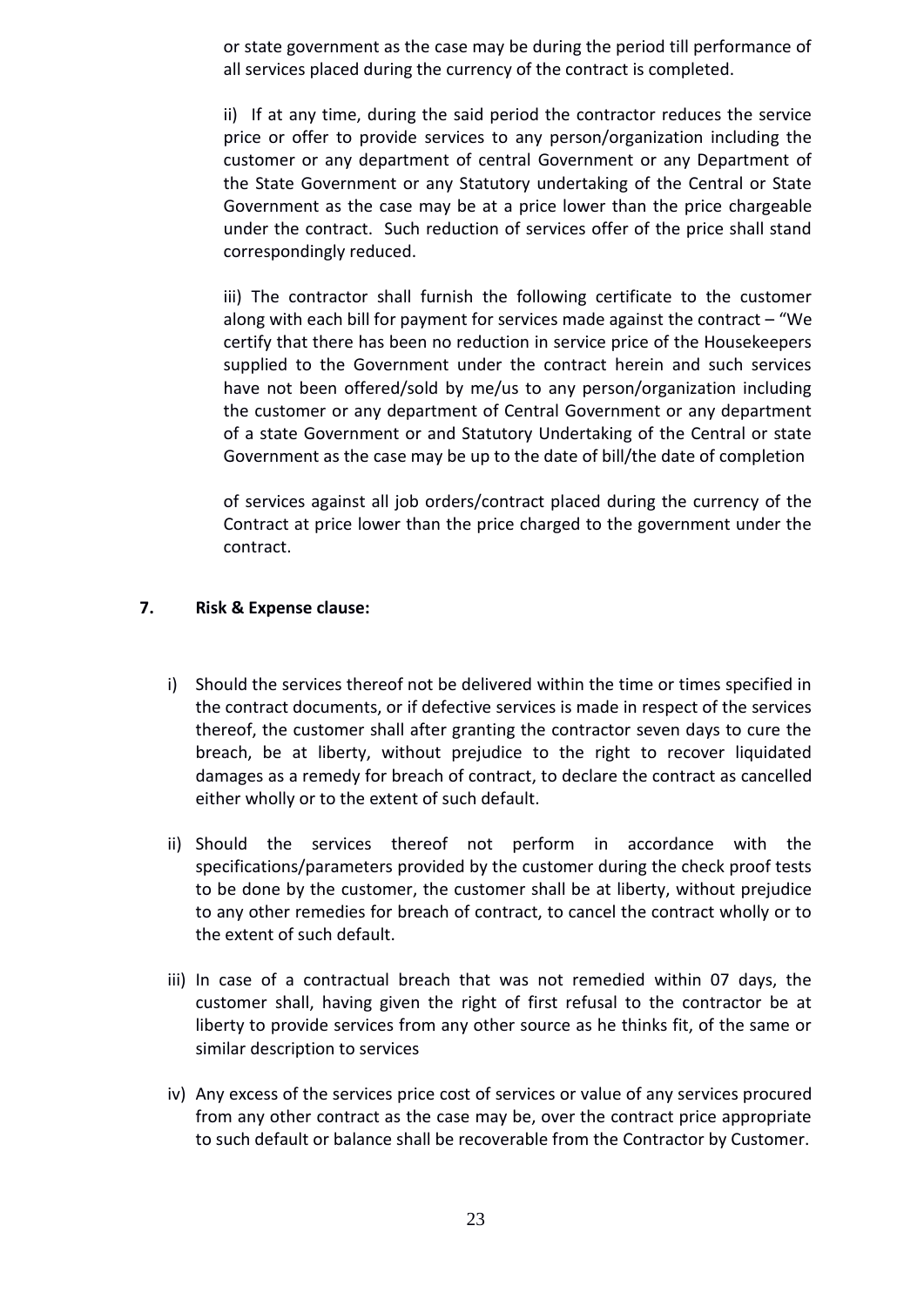or state government as the case may be during the period till performance of all services placed during the currency of the contract is completed.

ii) If at any time, during the said period the contractor reduces the service price or offer to provide services to any person/organization including the customer or any department of central Government or any Department of the State Government or any Statutory undertaking of the Central or State Government as the case may be at a price lower than the price chargeable under the contract. Such reduction of services offer of the price shall stand correspondingly reduced.

iii) The contractor shall furnish the following certificate to the customer along with each bill for payment for services made against the contract – "We certify that there has been no reduction in service price of the Housekeepers supplied to the Government under the contract herein and such services have not been offered/sold by me/us to any person/organization including the customer or any department of Central Government or any department of a state Government or and Statutory Undertaking of the Central or state Government as the case may be up to the date of bill/the date of completion

of services against all job orders/contract placed during the currency of the Contract at price lower than the price charged to the government under the contract.

**7. Risk & Expense clause:**

i) Should the services thereof not be delivered within the time or times specified in the contract documents, or if defective services is made in respect of the services thereof, the customer shall after granting the contractor seven days to cure the breach, be at liberty, without prejudice to the right to recover liquidated damages as a remedy for breach of contract, to declare the contract as cancelled either wholly or to the extent of such default.

ii) Should the services thereof not perform in accordance with the specifications/parameters provided by the customer during the check proof tests to be done by the customer, the customer shall be at liberty, without prejudice to any other remedies for breach of contract, to cancel the contract wholly or to the extent of such default.

iii) In case of a contractual breach that was not remedied within 07 days, the customer shall, having given the right of first refusal to the contractor be at liberty to provide services from any other source as he thinks fit, of the same or similar description to services

iv) Any excess of the services price cost of services or value of any services procured from any other contract as the case may be, over the contract price appropriate to such default or balance shall be recoverable from the Contractor by Customer.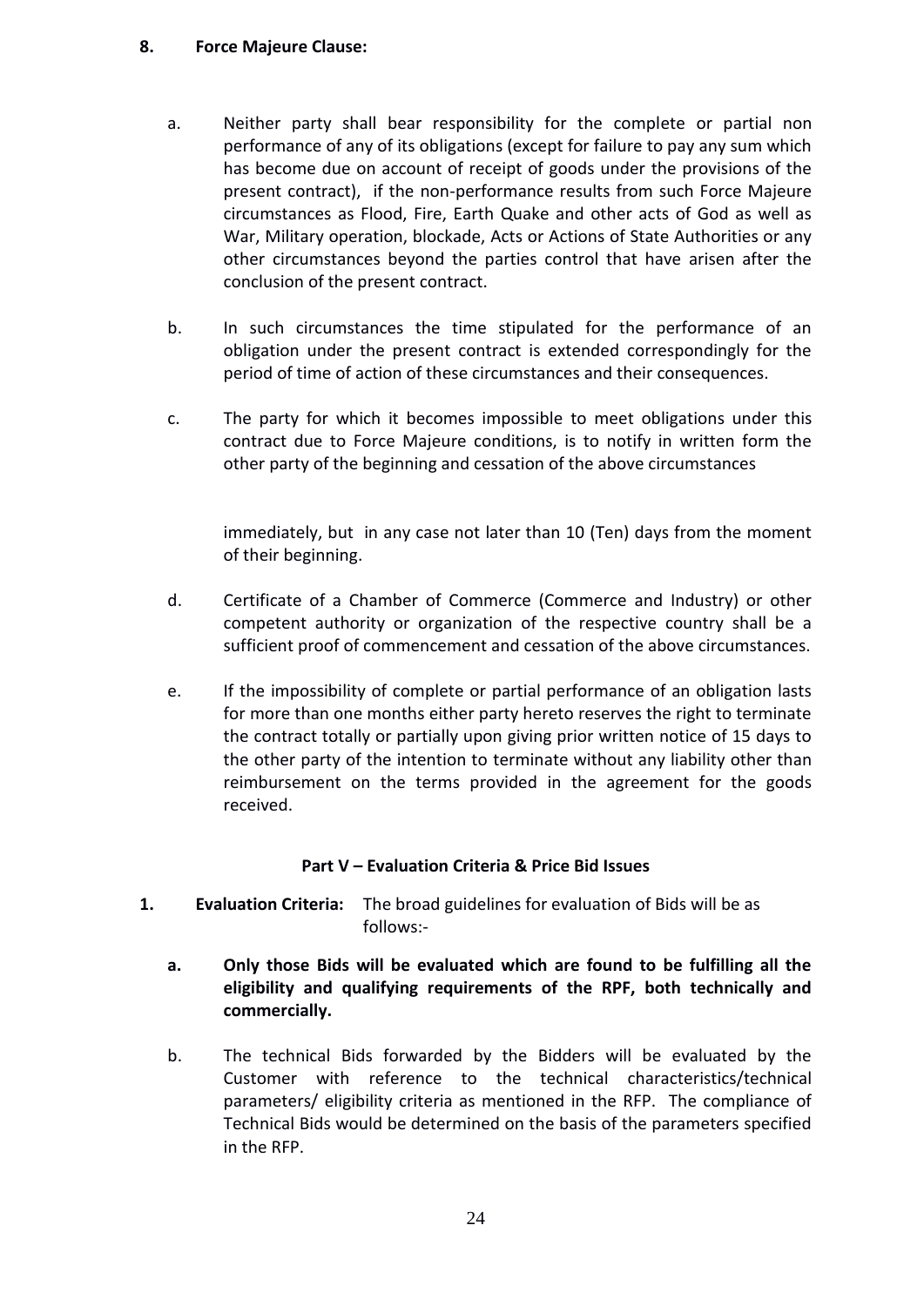**8. Force Majeure Clause:**

a. Neither party shall bear responsibility for the complete or partial non performance of any of its obligations (except for failure to pay any sum which has become due on account of receipt of goods under the provisions of the present contract), if the non-performance results from such Force Majeure circumstances as Flood, Fire, Earth Quake and other acts of God as well as War, Military operation, blockade, Acts or Actions of State Authorities or any other circumstances beyond the parties control that have arisen after the conclusion of the present contract.

b. In such circumstances the time stipulated for the performance of an obligation under the present contract is extended correspondingly for the period of time of action of these circumstances and their consequences.

c. The party for which it becomes impossible to meet obligations under this contract due to Force Majeure conditions, is to notify in written form the other party of the beginning and cessation of the above circumstances immediately, but in any case not later than 10 (Ten) days from the moment of their beginning.

d. Certificate of a Chamber of Commerce (Commerce and Industry) or other competent authority or organization of the respective country shall be a sufficient proof of commencement and cessation of the above circumstances.

e. If the impossibility of complete or partial performance of an obligation lasts for more than one months either party hereto reserves the right to terminate the contract totally or partially upon giving prior written notice of 15 days to the other party of the intention to terminate without any liability other than reimbursement on the terms provided in the agreement for the goods received.

## Part V – Evaluation Criteria & Price Bid Issues

**1. Evaluation Criteria:** The broad guidelines for evaluation of Bids will be as follows:-

**a. Only those Bids will be evaluated which are found to be fulfilling all the eligibility and qualifying requirements of the RPF, both technically and commercially.**

b. The technical Bids forwarded by the Bidders will be evaluated by the Customer with reference to the technical characteristics/technical parameters/ eligibility criteria as mentioned in the RFP. The compliance of Technical Bids would be determined on the basis of the parameters specified in the RFP.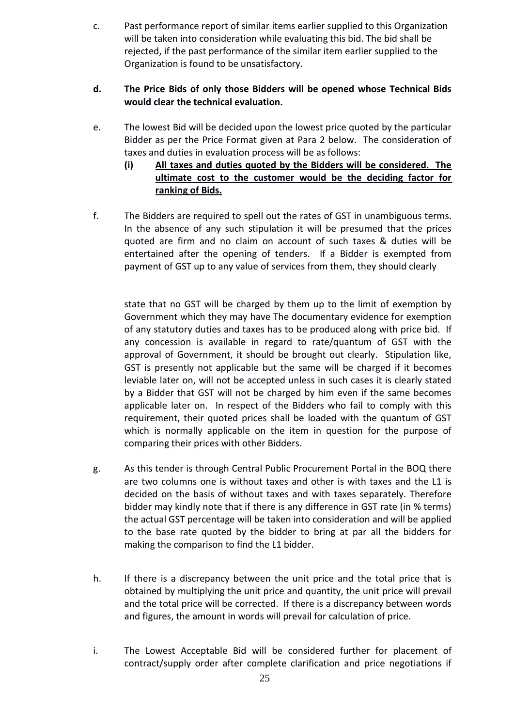c. Past performance report of similar items earlier supplied to this Organization will be taken into consideration while evaluating this bid. The bid shall be rejected, if the past performance of the similar item earlier supplied to the Organization is found to be unsatisfactory.

**d. The Price Bids of only those Bidders will be opened whose Technical Bids would clear the technical evaluation.**

e. The lowest Bid will be decided upon the lowest price quoted by the particular Bidder as per the Price Format given at Para 2 below. The consideration of taxes and duties in evaluation process will be as follows:

   **(i) <u>All taxes and duties quoted by the Bidders will be considered. The ultimate cost to the customer would be the deciding factor for ranking of Bids.</u>**

f. The Bidders are required to spell out the rates of GST in unambiguous terms. In the absence of any such stipulation it will be presumed that the prices quoted are firm and no claim on account of such taxes & duties will be entertained after the opening of tenders. If a Bidder is exempted from payment of GST up to any value of services from them, they should clearly state that no GST will be charged by them up to the limit of exemption by Government which they may have The documentary evidence for exemption of any statutory duties and taxes has to be produced along with price bid. If any concession is available in regard to rate/quantum of GST with the approval of Government, it should be brought out clearly. Stipulation like, GST is presently not applicable but the same will be charged if it becomes leviable later on, will not be accepted unless in such cases it is clearly stated by a Bidder that GST will not be charged by him even if the same becomes applicable later on. In respect of the Bidders who fail to comply with this requirement, their quoted prices shall be loaded with the quantum of GST which is normally applicable on the item in question for the purpose of comparing their prices with other Bidders.

g. As this tender is through Central Public Procurement Portal in the BOQ there are two columns one is without taxes and other is with taxes and the L1 is decided on the basis of without taxes and with taxes separately. Therefore bidder may kindly note that if there is any difference in GST rate (in % terms) the actual GST percentage will be taken into consideration and will be applied to the base rate quoted by the bidder to bring at par all the bidders for making the comparison to find the L1 bidder.

h. If there is a discrepancy between the unit price and the total price that is obtained by multiplying the unit price and quantity, the unit price will prevail and the total price will be corrected. If there is a discrepancy between words and figures, the amount in words will prevail for calculation of price.

i. The Lowest Acceptable Bid will be considered further for placement of contract/supply order after complete clarification and price negotiations if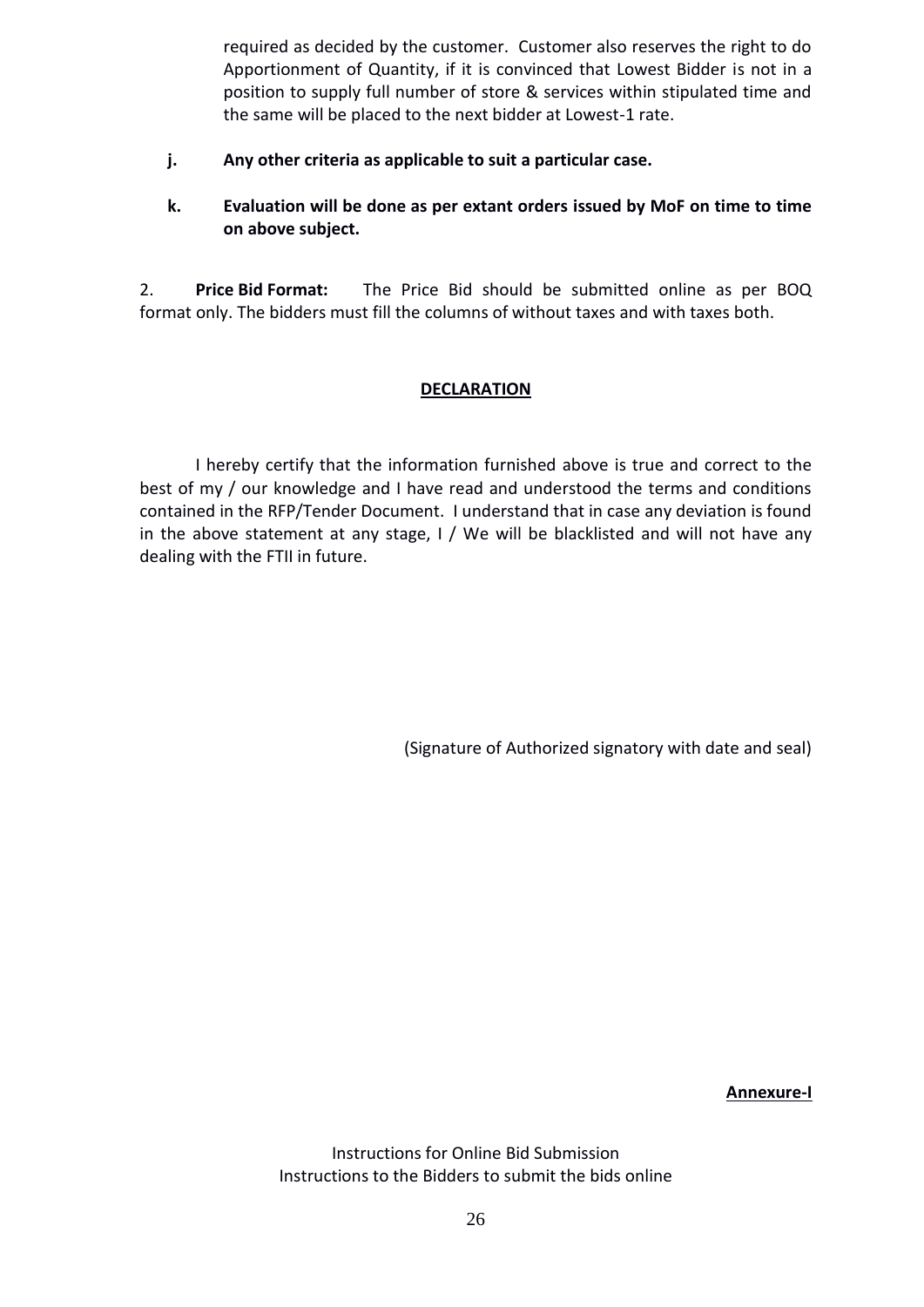required as decided by the customer. Customer also reserves the right to do Apportionment of Quantity, if it is convinced that Lowest Bidder is not in a position to supply full number of store & services within stipulated time and the same will be placed to the next bidder at Lowest-1 rate.

**j. Any other criteria as applicable to suit a particular case.**

**k. Evaluation will be done as per extant orders issued by MoF on time to time on above subject.**

2. **Price Bid Format:** The Price Bid should be submitted online as per BOQ format only. The bidders must fill the columns of without taxes and with taxes both.

**DECLARATION**

I hereby certify that the information furnished above is true and correct to the best of my / our knowledge and I have read and understood the terms and conditions contained in the RFP/Tender Document. I understand that in case any deviation is found in the above statement at any stage, I / We will be blacklisted and will not have any dealing with the FTII in future.

(Signature of Authorized signatory with date and seal)

**Annexure-I**

Instructions for Online Bid Submission
Instructions to the Bidders to submit the bids online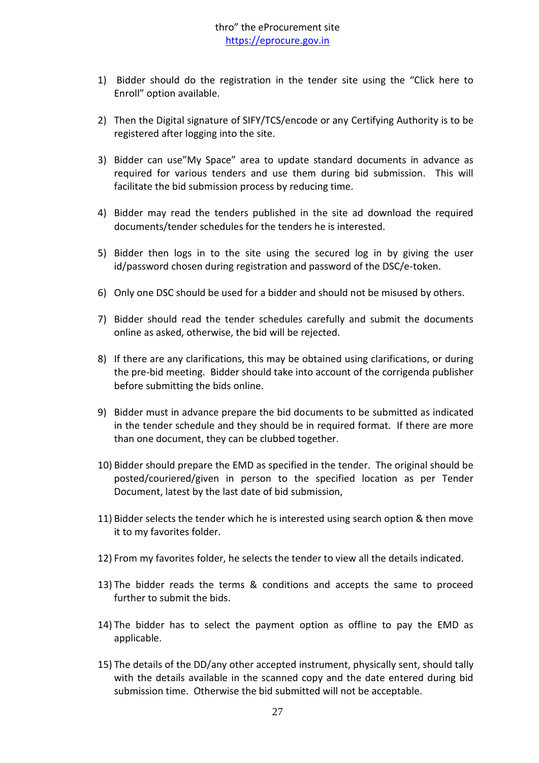thro" the eProcurement site
https://eprocure.gov.in

1) Bidder should do the registration in the tender site using the "Click here to Enroll" option available.

2) Then the Digital signature of SIFY/TCS/encode or any Certifying Authority is to be registered after logging into the site.

3) Bidder can use"My Space" area to update standard documents in advance as required for various tenders and use them during bid submission. This will facilitate the bid submission process by reducing time.

4) Bidder may read the tenders published in the site ad download the required documents/tender schedules for the tenders he is interested.

5) Bidder then logs in to the site using the secured log in by giving the user id/password chosen during registration and password of the DSC/e-token.

6) Only one DSC should be used for a bidder and should not be misused by others.

7) Bidder should read the tender schedules carefully and submit the documents online as asked, otherwise, the bid will be rejected.

8) If there are any clarifications, this may be obtained using clarifications, or during the pre-bid meeting. Bidder should take into account of the corrigenda publisher before submitting the bids online.

9) Bidder must in advance prepare the bid documents to be submitted as indicated in the tender schedule and they should be in required format. If there are more than one document, they can be clubbed together.

10) Bidder should prepare the EMD as specified in the tender. The original should be posted/couriered/given in person to the specified location as per Tender Document, latest by the last date of bid submission,

11) Bidder selects the tender which he is interested using search option & then move it to my favorites folder.

12) From my favorites folder, he selects the tender to view all the details indicated.

13) The bidder reads the terms & conditions and accepts the same to proceed further to submit the bids.

14) The bidder has to select the payment option as offline to pay the EMD as applicable.

15) The details of the DD/any other accepted instrument, physically sent, should tally with the details available in the scanned copy and the date entered during bid submission time. Otherwise the bid submitted will not be acceptable.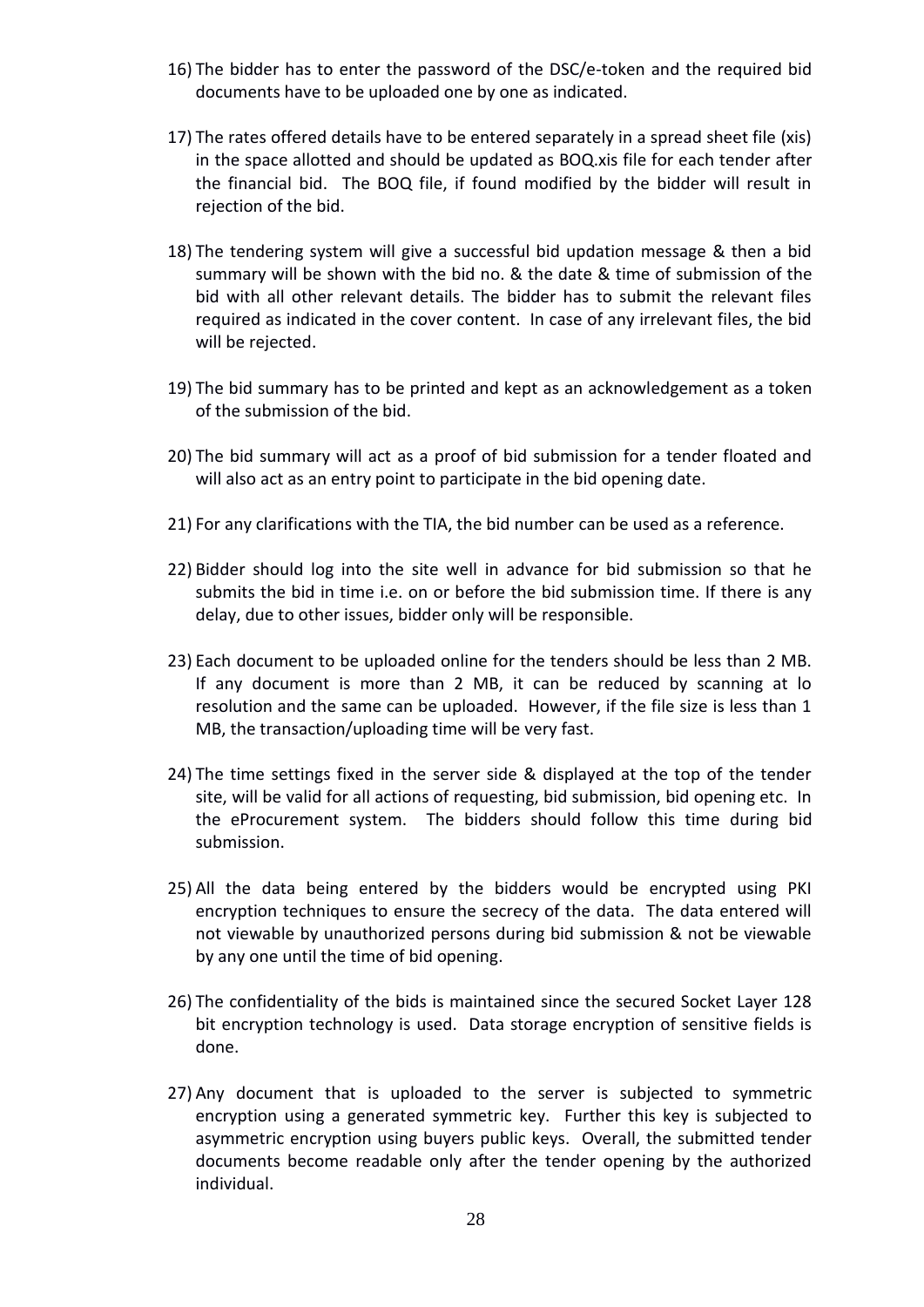16) The bidder has to enter the password of the DSC/e-token and the required bid documents have to be uploaded one by one as indicated.

17) The rates offered details have to be entered separately in a spread sheet file (xis) in the space allotted and should be updated as BOQ.xis file for each tender after the financial bid. The BOQ file, if found modified by the bidder will result in rejection of the bid.

18) The tendering system will give a successful bid updation message & then a bid summary will be shown with the bid no. & the date & time of submission of the bid with all other relevant details. The bidder has to submit the relevant files required as indicated in the cover content. In case of any irrelevant files, the bid will be rejected.

19) The bid summary has to be printed and kept as an acknowledgement as a token of the submission of the bid.

20) The bid summary will act as a proof of bid submission for a tender floated and will also act as an entry point to participate in the bid opening date.

21) For any clarifications with the TIA, the bid number can be used as a reference.

22) Bidder should log into the site well in advance for bid submission so that he submits the bid in time i.e. on or before the bid submission time. If there is any delay, due to other issues, bidder only will be responsible.

23) Each document to be uploaded online for the tenders should be less than 2 MB. If any document is more than 2 MB, it can be reduced by scanning at lo resolution and the same can be uploaded. However, if the file size is less than 1 MB, the transaction/uploading time will be very fast.

24) The time settings fixed in the server side & displayed at the top of the tender site, will be valid for all actions of requesting, bid submission, bid opening etc. In the eProcurement system. The bidders should follow this time during bid submission.

25) All the data being entered by the bidders would be encrypted using PKI encryption techniques to ensure the secrecy of the data. The data entered will not viewable by unauthorized persons during bid submission & not be viewable by any one until the time of bid opening.

26) The confidentiality of the bids is maintained since the secured Socket Layer 128 bit encryption technology is used. Data storage encryption of sensitive fields is done.

27) Any document that is uploaded to the server is subjected to symmetric encryption using a generated symmetric key. Further this key is subjected to asymmetric encryption using buyers public keys. Overall, the submitted tender documents become readable only after the tender opening by the authorized individual.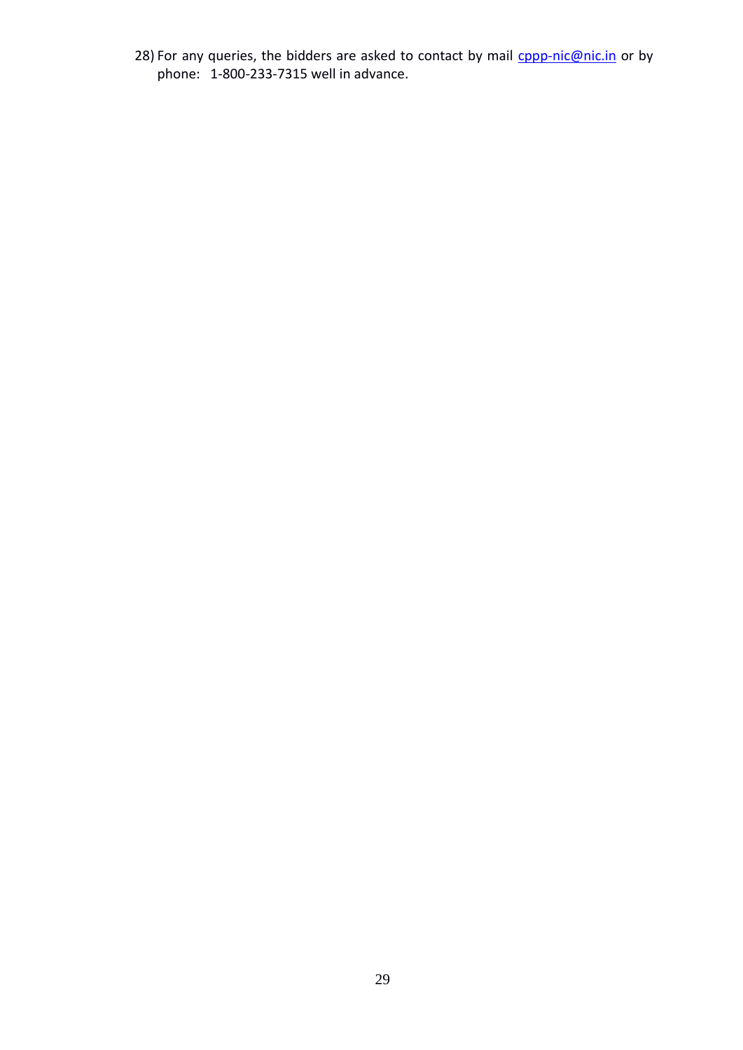28) For any queries, the bidders are asked to contact by mail cppp-nic@nic.in or by phone:   1-800-233-7315 well in advance.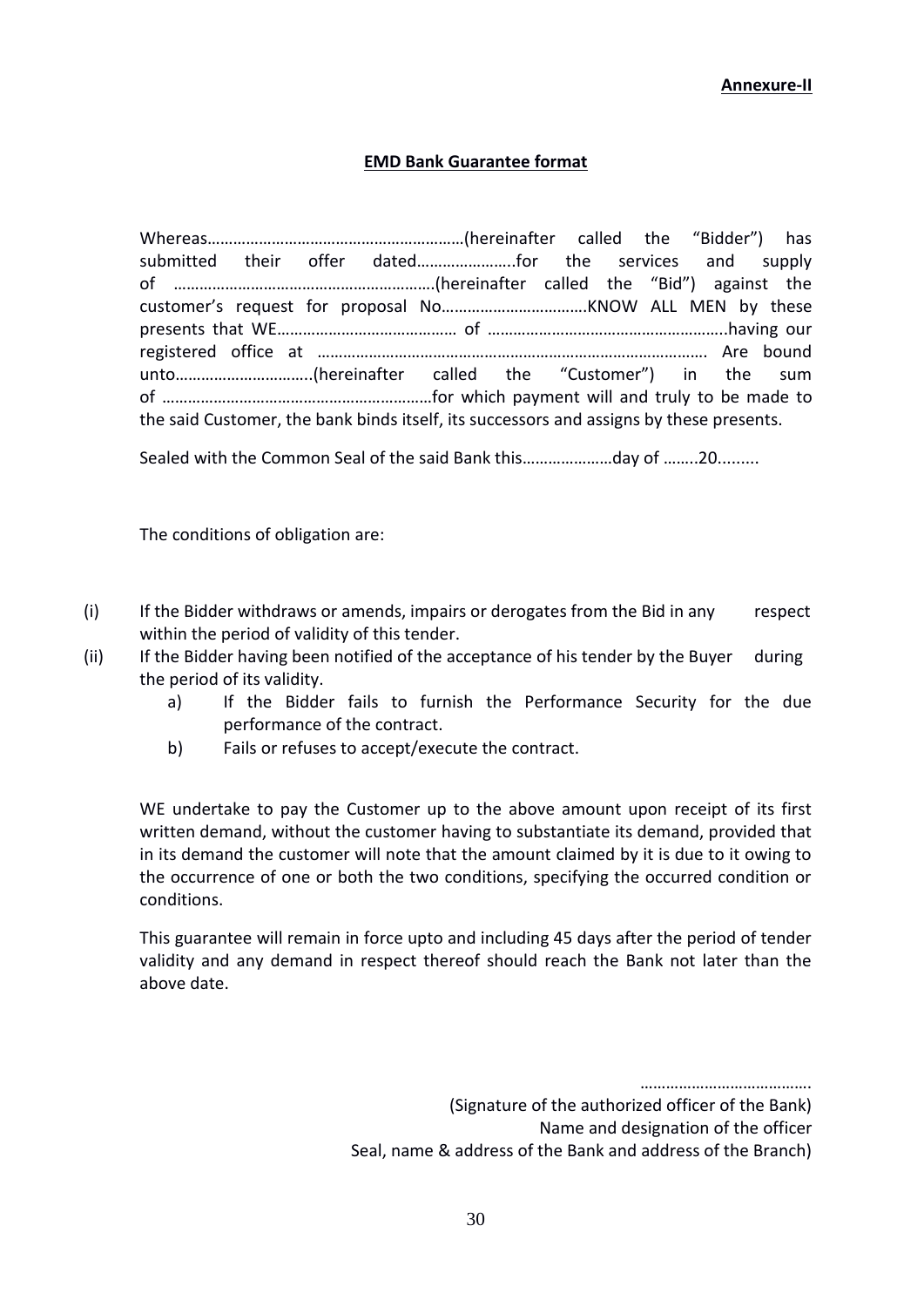**Annexure-II**

**EMD Bank Guarantee format**

Whereas……………………………………………………(hereinafter called the "Bidder") has submitted their offer dated…………………..for the services and supply of ……………………………………………………(hereinafter called the "Bid") against the customer's request for proposal No…………………………….KNOW ALL MEN by these presents that WE…………………………………… of ………………………………………………..having our registered office at ……………………………………………………………………………….. Are bound unto…………………………..(hereinafter called the "Customer") in the sum of ………………………………………………………for which payment will and truly to be made to the said Customer, the bank binds itself, its successors and assigns by these presents.

Sealed with the Common Seal of the said Bank this…………………day of ……..20.........

The conditions of obligation are:

(i) If the Bidder withdraws or amends, impairs or derogates from the Bid in any respect within the period of validity of this tender.

(ii) If the Bidder having been notified of the acceptance of his tender by the Buyer during the period of its validity.

   a) If the Bidder fails to furnish the Performance Security for the due performance of the contract.

   b) Fails or refuses to accept/execute the contract.

WE undertake to pay the Customer up to the above amount upon receipt of its first written demand, without the customer having to substantiate its demand, provided that in its demand the customer will note that the amount claimed by it is due to it owing to the occurrence of one or both the two conditions, specifying the occurred condition or conditions.

This guarantee will remain in force upto and including 45 days after the period of tender validity and any demand in respect thereof should reach the Bank not later than the above date.

…………………………………

(Signature of the authorized officer of the Bank)

Name and designation of the officer

Seal, name & address of the Bank and address of the Branch)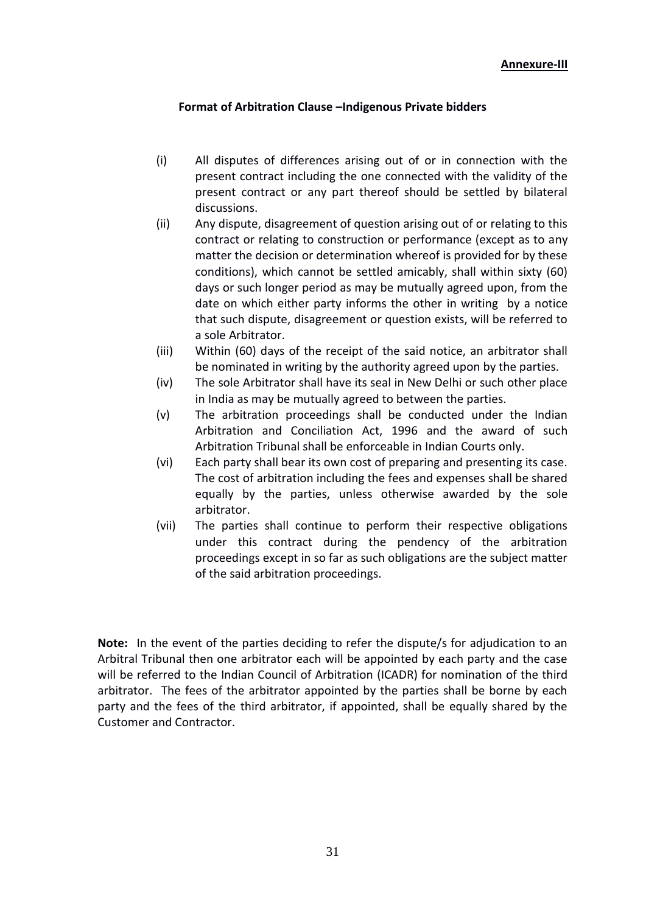**Annexure-III**

**Format of Arbitration Clause –Indigenous Private bidders**

(i) All disputes of differences arising out of or in connection with the present contract including the one connected with the validity of the present contract or any part thereof should be settled by bilateral discussions.

(ii) Any dispute, disagreement of question arising out of or relating to this contract or relating to construction or performance (except as to any matter the decision or determination whereof is provided for by these conditions), which cannot be settled amicably, shall within sixty (60) days or such longer period as may be mutually agreed upon, from the date on which either party informs the other in writing by a notice that such dispute, disagreement or question exists, will be referred to a sole Arbitrator.

(iii) Within (60) days of the receipt of the said notice, an arbitrator shall be nominated in writing by the authority agreed upon by the parties.

(iv) The sole Arbitrator shall have its seal in New Delhi or such other place in India as may be mutually agreed to between the parties.

(v) The arbitration proceedings shall be conducted under the Indian Arbitration and Conciliation Act, 1996 and the award of such Arbitration Tribunal shall be enforceable in Indian Courts only.

(vi) Each party shall bear its own cost of preparing and presenting its case. The cost of arbitration including the fees and expenses shall be shared equally by the parties, unless otherwise awarded by the sole arbitrator.

(vii) The parties shall continue to perform their respective obligations under this contract during the pendency of the arbitration proceedings except in so far as such obligations are the subject matter of the said arbitration proceedings.

**Note:** In the event of the parties deciding to refer the dispute/s for adjudication to an Arbitral Tribunal then one arbitrator each will be appointed by each party and the case will be referred to the Indian Council of Arbitration (ICADR) for nomination of the third arbitrator. The fees of the arbitrator appointed by the parties shall be borne by each party and the fees of the third arbitrator, if appointed, shall be equally shared by the Customer and Contractor.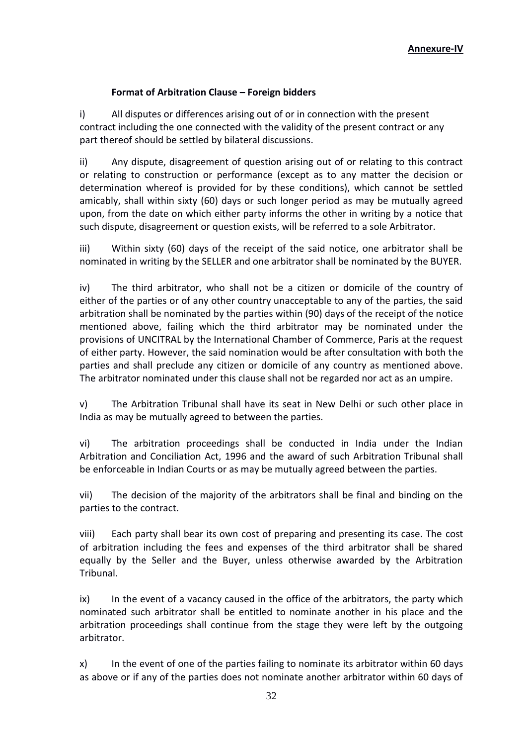**Annexure-IV**

**Format of Arbitration Clause – Foreign bidders**

i) All disputes or differences arising out of or in connection with the present contract including the one connected with the validity of the present contract or any part thereof should be settled by bilateral discussions.

ii) Any dispute, disagreement of question arising out of or relating to this contract or relating to construction or performance (except as to any matter the decision or determination whereof is provided for by these conditions), which cannot be settled amicably, shall within sixty (60) days or such longer period as may be mutually agreed upon, from the date on which either party informs the other in writing by a notice that such dispute, disagreement or question exists, will be referred to a sole Arbitrator.

iii) Within sixty (60) days of the receipt of the said notice, one arbitrator shall be nominated in writing by the SELLER and one arbitrator shall be nominated by the BUYER.

iv) The third arbitrator, who shall not be a citizen or domicile of the country of either of the parties or of any other country unacceptable to any of the parties, the said arbitration shall be nominated by the parties within (90) days of the receipt of the notice mentioned above, failing which the third arbitrator may be nominated under the provisions of UNCITRAL by the International Chamber of Commerce, Paris at the request of either party. However, the said nomination would be after consultation with both the parties and shall preclude any citizen or domicile of any country as mentioned above. The arbitrator nominated under this clause shall not be regarded nor act as an umpire.

v) The Arbitration Tribunal shall have its seat in New Delhi or such other place in India as may be mutually agreed to between the parties.

vi) The arbitration proceedings shall be conducted in India under the Indian Arbitration and Conciliation Act, 1996 and the award of such Arbitration Tribunal shall be enforceable in Indian Courts or as may be mutually agreed between the parties.

vii) The decision of the majority of the arbitrators shall be final and binding on the parties to the contract.

viii) Each party shall bear its own cost of preparing and presenting its case. The cost of arbitration including the fees and expenses of the third arbitrator shall be shared equally by the Seller and the Buyer, unless otherwise awarded by the Arbitration Tribunal.

ix) In the event of a vacancy caused in the office of the arbitrators, the party which nominated such arbitrator shall be entitled to nominate another in his place and the arbitration proceedings shall continue from the stage they were left by the outgoing arbitrator.

x) In the event of one of the parties failing to nominate its arbitrator within 60 days as above or if any of the parties does not nominate another arbitrator within 60 days of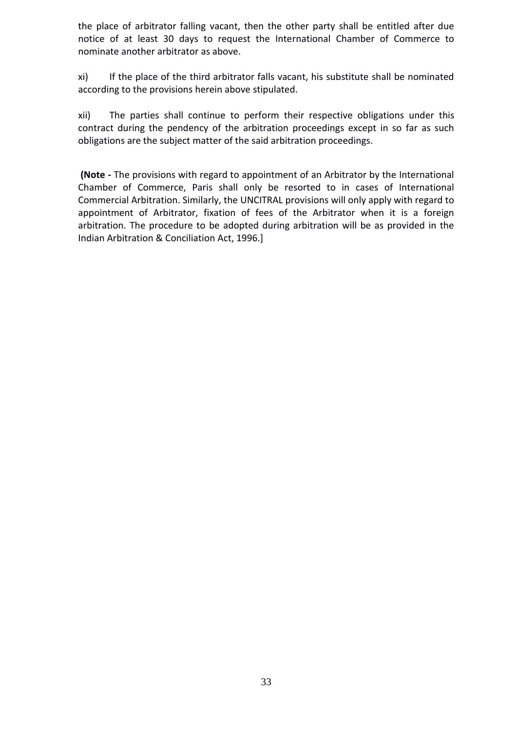the place of arbitrator falling vacant, then the other party shall be entitled after due notice of at least 30 days to request the International Chamber of Commerce to nominate another arbitrator as above.

xi) If the place of the third arbitrator falls vacant, his substitute shall be nominated according to the provisions herein above stipulated.

xii) The parties shall continue to perform their respective obligations under this contract during the pendency of the arbitration proceedings except in so far as such obligations are the subject matter of the said arbitration proceedings.

**(Note -** The provisions with regard to appointment of an Arbitrator by the International Chamber of Commerce, Paris shall only be resorted to in cases of International Commercial Arbitration. Similarly, the UNCITRAL provisions will only apply with regard to appointment of Arbitrator, fixation of fees of the Arbitrator when it is a foreign arbitration. The procedure to be adopted during arbitration will be as provided in the Indian Arbitration & Conciliation Act, 1996.]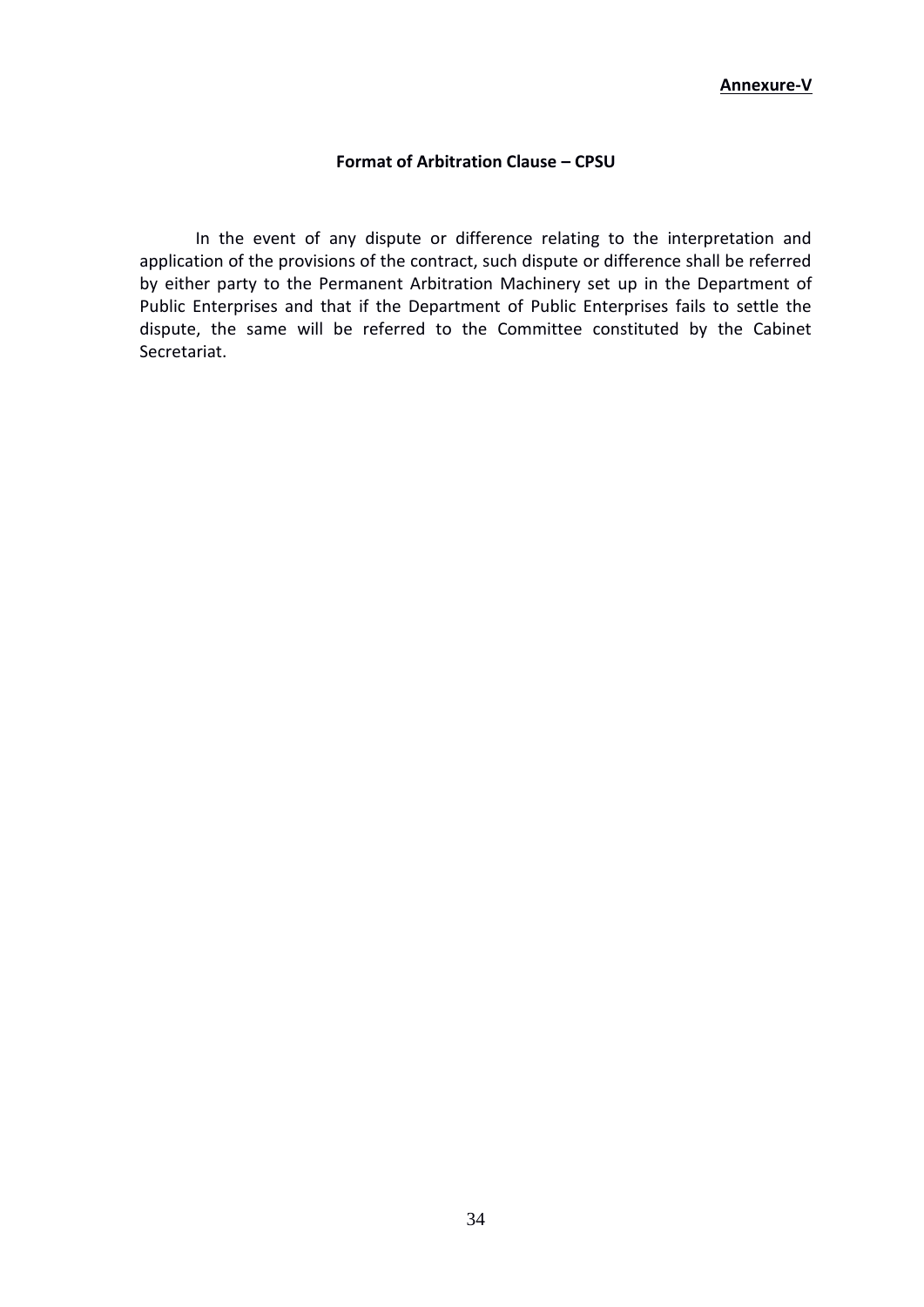**Annexure-V**

**Format of Arbitration Clause – CPSU**

In the event of any dispute or difference relating to the interpretation and application of the provisions of the contract, such dispute or difference shall be referred by either party to the Permanent Arbitration Machinery set up in the Department of Public Enterprises and that if the Department of Public Enterprises fails to settle the dispute, the same will be referred to the Committee constituted by the Cabinet Secretariat.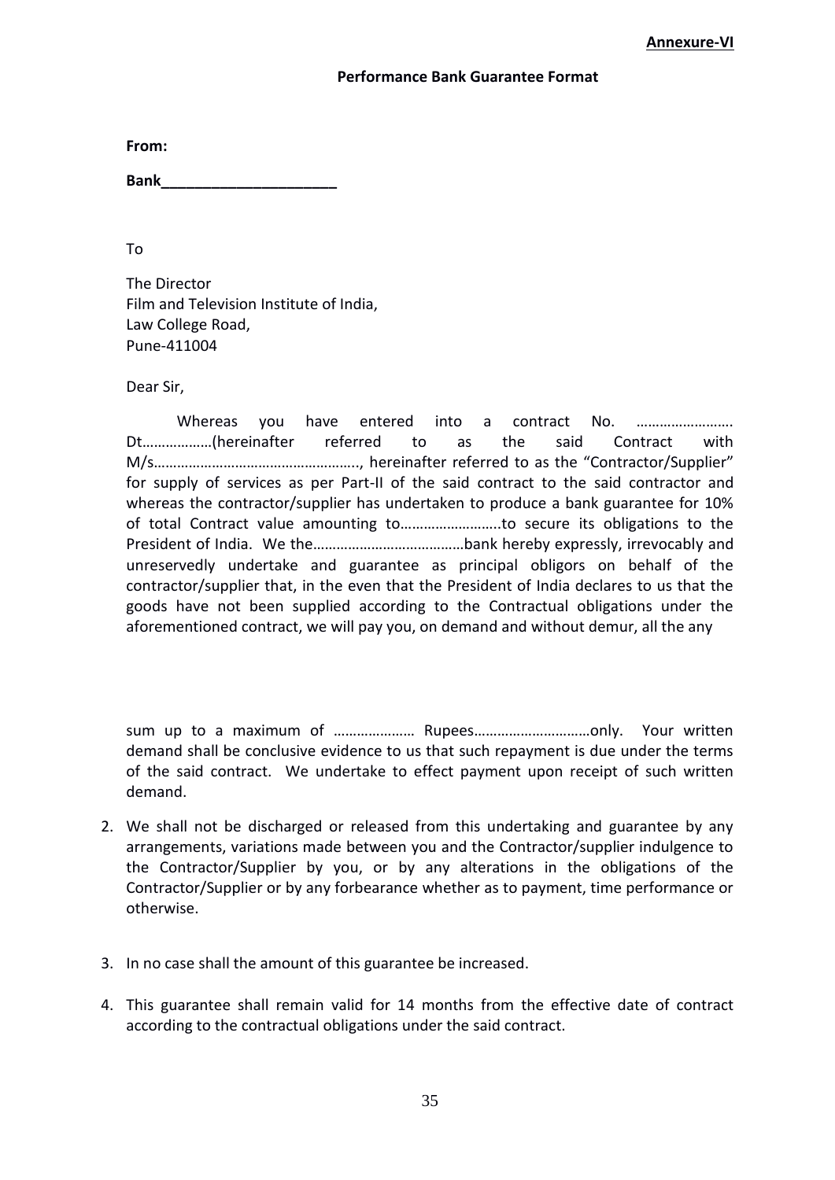**Annexure-VI**

**Performance Bank Guarantee Format**

**From:**

**Bank_____________________**

To

The Director
Film and Television Institute of India,
Law College Road,
Pune-411004

Dear Sir,

Whereas you have entered into a contract No. ……………………. Dt………………(hereinafter referred to as the said Contract with M/s…………………………………………….., hereinafter referred to as the "Contractor/Supplier" for supply of services as per Part-II of the said contract to the said contractor and whereas the contractor/supplier has undertaken to produce a bank guarantee for 10% of total Contract value amounting to……………………..to secure its obligations to the President of India. We the…………………………………bank hereby expressly, irrevocably and unreservedly undertake and guarantee as principal obligors on behalf of the contractor/supplier that, in the even that the President of India declares to us that the goods have not been supplied according to the Contractual obligations under the aforementioned contract, we will pay you, on demand and without demur, all the any

sum up to a maximum of ………………… Rupees…………………………only. Your written demand shall be conclusive evidence to us that such repayment is due under the terms of the said contract. We undertake to effect payment upon receipt of such written demand.

2. We shall not be discharged or released from this undertaking and guarantee by any arrangements, variations made between you and the Contractor/supplier indulgence to the Contractor/Supplier by you, or by any alterations in the obligations of the Contractor/Supplier or by any forbearance whether as to payment, time performance or otherwise.

3. In no case shall the amount of this guarantee be increased.

4. This guarantee shall remain valid for 14 months from the effective date of contract according to the contractual obligations under the said contract.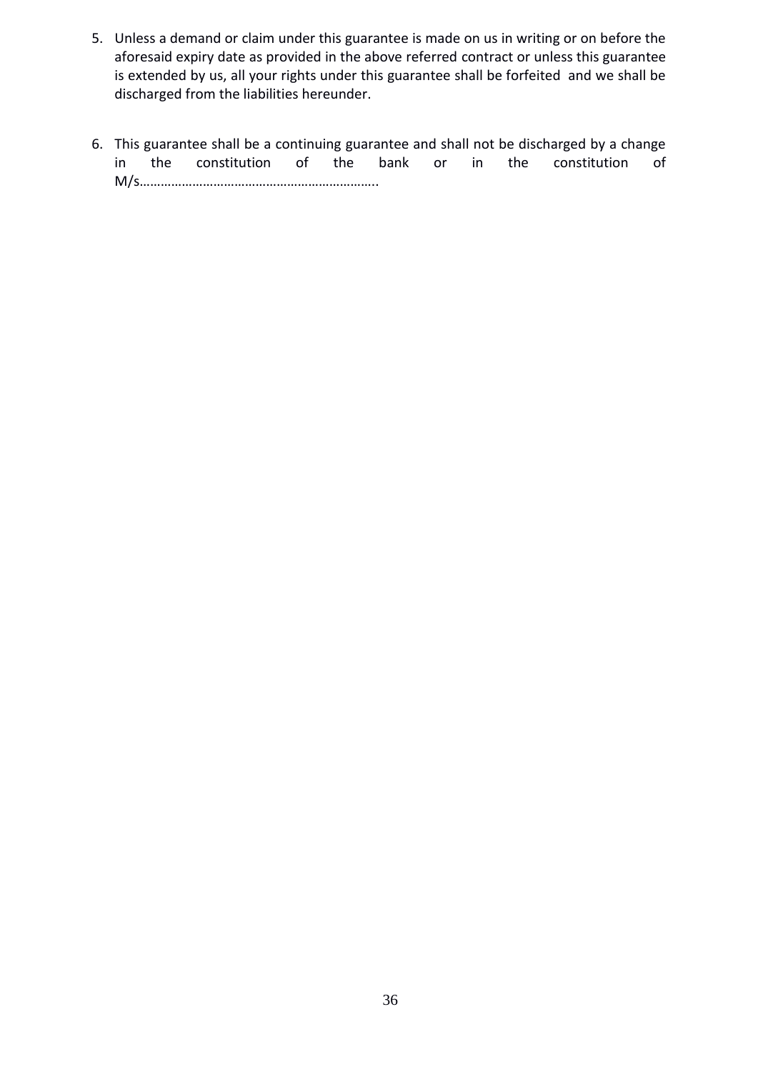5. Unless a demand or claim under this guarantee is made on us in writing or on before the aforesaid expiry date as provided in the above referred contract or unless this guarantee is extended by us, all your rights under this guarantee shall be forfeited and we shall be discharged from the liabilities hereunder.

6. This guarantee shall be a continuing guarantee and shall not be discharged by a change in the constitution of the bank or in the constitution of M/s…………………………………………………………..